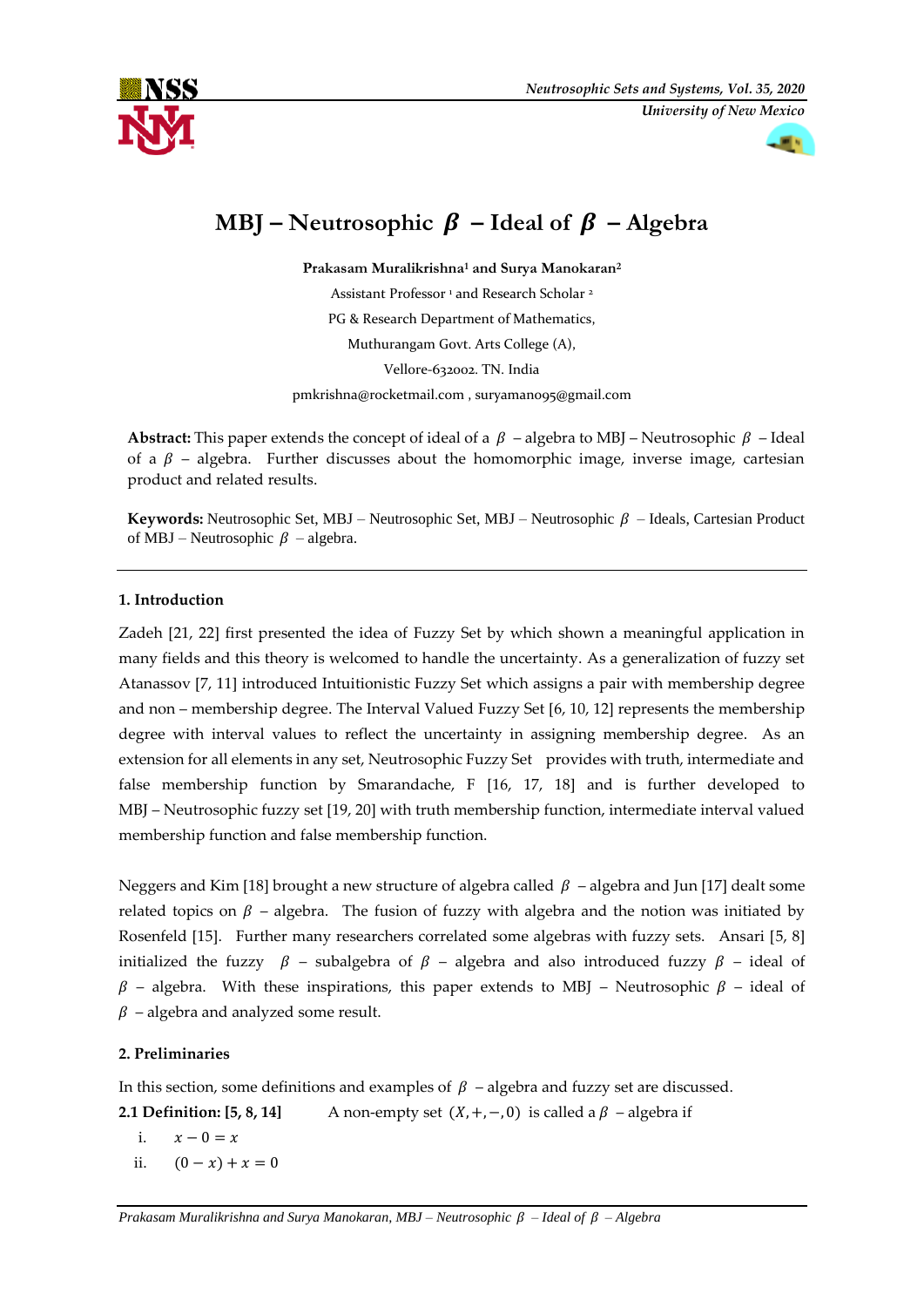# MBJ – Neutrosophic $\beta$ – Ideal of $\beta$ – Algebra

**Prakasam Muralikrishna[1] and Surya Manokaran[2]**

Assistant Professor [1] and Research Scholar [2]

PG & Research Department of Mathematics,

Muthurangam Govt. Arts College (A),

Vellore-632002. TN. India

pmkrishna@rocketmail.com , suryamano95@gmail.com

**Abstract:** This paper extends the concept of ideal of a $\beta$ – algebra to MBJ – Neutrosophic $\beta$ – Ideal of a $\beta$ – algebra. Further discusses about the homomorphic image, inverse image, cartesian product and related results.

**Keywords:** Neutrosophic Set, MBJ – Neutrosophic Set, MBJ – Neutrosophic $\beta$ – Ideals, Cartesian Product of MBJ – Neutrosophic $\beta$ – algebra.

## 1. Introduction

Zadeh [21, 22] first presented the idea of Fuzzy Set by which shown a meaningful application in many fields and this theory is welcomed to handle the uncertainty. As a generalization of fuzzy set Atanassov [7, 11] introduced Intuitionistic Fuzzy Set which assigns a pair with membership degree and non – membership degree. The Interval Valued Fuzzy Set [6, 10, 12] represents the membership degree with interval values to reflect the uncertainty in assigning membership degree. As an extension for all elements in any set, Neutrosophic Fuzzy Set provides with truth, intermediate and false membership function by Smarandache, F [16, 17, 18] and is further developed to MBJ – Neutrosophic fuzzy set [19, 20] with truth membership function, intermediate interval valued membership function and false membership function.

Neggers and Kim [18] brought a new structure of algebra called $\beta$ – algebra and Jun [17] dealt some related topics on $\beta$ – algebra. The fusion of fuzzy with algebra and the notion was initiated by Rosenfeld [15]. Further many researchers correlated some algebras with fuzzy sets. Ansari [5, 8] initialized the fuzzy $\beta$ – subalgebra of $\beta$ – algebra and also introduced fuzzy $\beta$ – ideal of $\beta$ – algebra. With these inspirations, this paper extends to MBJ – Neutrosophic $\beta$ – ideal of $\beta$ – algebra and analyzed some result.

## 2. Preliminaries

In this section, some definitions and examples of $\beta$ – algebra and fuzzy set are discussed.

**2.1 Definition: [5, 8, 14]** A non-empty set $(X, +, -, 0)$ is called a $\beta$ – algebra if

i. $x - 0 = x$

ii. $(0 - x) + x = 0$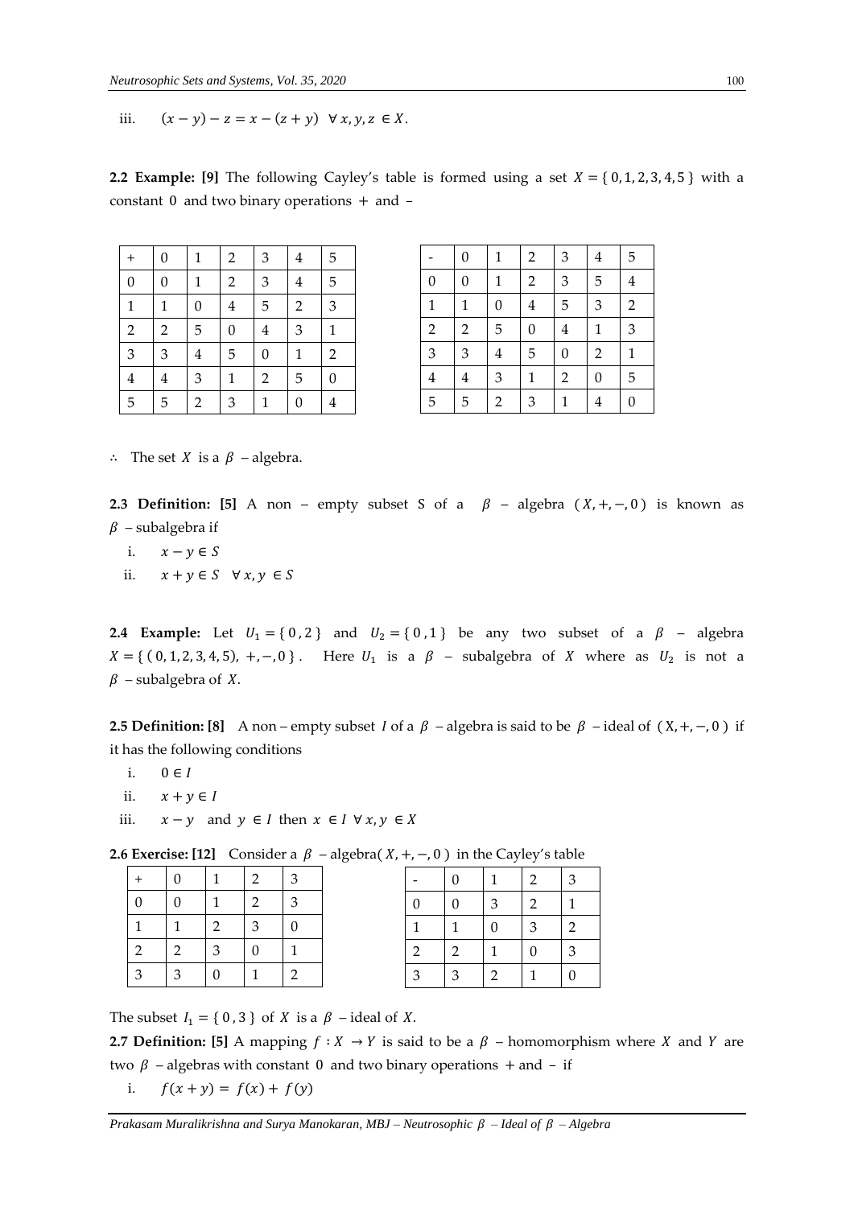iii. $(x - y) - z = x - (z + y) \ \ \forall\, x, y, z \in X$.

**2.2 Example: [9]** The following Cayley's table is formed using a set $X = \{0, 1, 2, 3, 4, 5\}$ with a constant $0$ and two binary operations $+$ and $-$

| + | 0 | 1 | 2 | 3 | 4 | 5 |
|---|---|---|---|---|---|---|
| 0 | 0 | 1 | 2 | 3 | 4 | 5 |
| 1 | 1 | 0 | 4 | 5 | 2 | 3 |
| 2 | 2 | 5 | 0 | 4 | 3 | 1 |
| 3 | 3 | 4 | 5 | 0 | 1 | 2 |
| 4 | 4 | 3 | 1 | 2 | 5 | 0 |
| 5 | 5 | 2 | 3 | 1 | 0 | 4 |

| - | 0 | 1 | 2 | 3 | 4 | 5 |
|---|---|---|---|---|---|---|
| 0 | 0 | 1 | 2 | 3 | 5 | 4 |
| 1 | 1 | 0 | 4 | 5 | 3 | 2 |
| 2 | 2 | 5 | 0 | 4 | 1 | 3 |
| 3 | 3 | 4 | 5 | 0 | 2 | 1 |
| 4 | 4 | 3 | 1 | 2 | 0 | 5 |
| 5 | 5 | 2 | 3 | 1 | 4 | 0 |

$\therefore$ The set $X$ is a $\beta$ – algebra.

**2.3 Definition: [5]** A non – empty subset S of a $\beta$ – algebra $(X, +, -, 0)$ is known as $\beta$ – subalgebra if

i. $x - y \in S$

ii. $x + y \in S \ \ \forall\, x, y \in S$

**2.4 Example:** Let $U_1 = \{0, 2\}$ and $U_2 = \{0, 1\}$ be any two subset of a $\beta$ – algebra $X = \{(0, 1, 2, 3, 4, 5), +, -, 0\}$. Here $U_1$ is a $\beta$ – subalgebra of $X$ where as $U_2$ is not a $\beta$ – subalgebra of $X$.

**2.5 Definition: [8]** A non – empty subset $I$ of a $\beta$ – algebra is said to be $\beta$ – ideal of $(X, +, -, 0)$ if it has the following conditions

i. $0 \in I$

ii. $x + y \in I$

iii. $x - y$ and $y \in I$ then $x \in I \ \forall\, x, y \in X$

**2.6 Exercise: [12]** Consider a $\beta$ – algebra$(X, +, -, 0)$ in the Cayley's table

| + | 0 | 1 | 2 | 3 |
|---|---|---|---|---|
| 0 | 0 | 1 | 2 | 3 |
| 1 | 1 | 2 | 3 | 0 |
| 2 | 2 | 3 | 0 | 1 |
| 3 | 3 | 0 | 1 | 2 |

| - | 0 | 1 | 2 | 3 |
|---|---|---|---|---|
| 0 | 0 | 3 | 2 | 1 |
| 1 | 1 | 0 | 3 | 2 |
| 2 | 2 | 1 | 0 | 3 |
| 3 | 3 | 2 | 1 | 0 |

The subset $I_1 = \{0, 3\}$ of $X$ is a $\beta$ – ideal of $X$.

**2.7 Definition: [5]** A mapping $f : X \to Y$ is said to be a $\beta$ – homomorphism where $X$ and $Y$ are two $\beta$ – algebras with constant $0$ and two binary operations $+$ and $-$ if

i. $f(x + y) = f(x) + f(y)$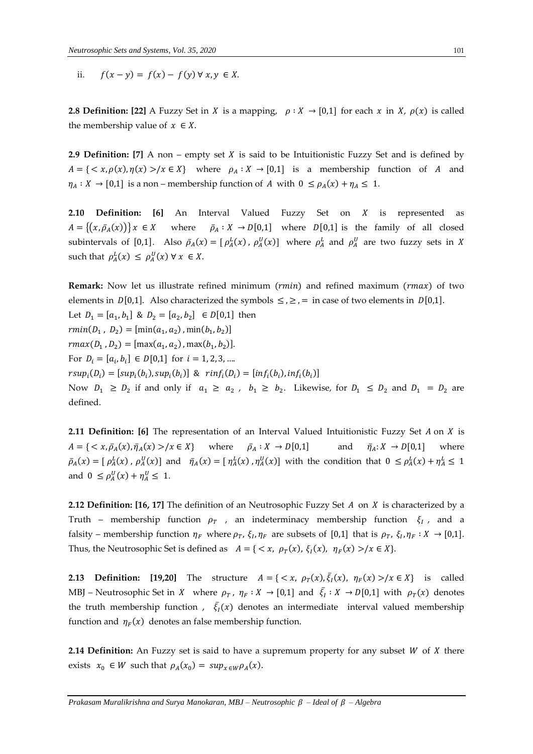ii. $f(x-y) = f(x) - f(y) \; \forall \; x, y \in X$.

**2.8 Definition: [22]** A Fuzzy Set in $X$ is a mapping, $\rho : X \rightarrow [0,1]$ for each $x$ in $X$, $\rho(x)$ is called the membership value of $x \in X$.

**2.9 Definition: [7]** A non – empty set $X$ is said to be Intuitionistic Fuzzy Set and is defined by $A = \{< x, \rho(x), \eta(x) > / x \in X\}$ where $\rho_A : X \rightarrow [0,1]$ is a membership function of $A$ and $\eta_A : X \rightarrow [0,1]$ is a non – membership function of $A$ with $0 \leq \rho_A(x) + \eta_A \leq 1$.

**2.10 Definition: [6]** An Interval Valued Fuzzy Set on $X$ is represented as $A = \{(x, \bar{\rho}_A(x))\} \, x \in X$ where $\bar{\rho}_A : X \rightarrow D[0,1]$ where $D[0,1]$ is the family of all closed subintervals of $[0,1]$. Also $\bar{\rho}_A(x) = [\, \rho_A^L(x) \, , \, \rho_A^U(x)]$ where $\rho_A^L$ and $\rho_A^U$ are two fuzzy sets in $X$ such that $\rho_A^L(x) \leq \rho_A^U(x) \; \forall \; x \in X$.

**Remark:** Now let us illustrate refined minimum ($rmin$) and refined maximum ($rmax$) of two elements in $D[0,1]$. Also characterized the symbols $\leq, \geq, =$ in case of two elements in $D[0,1]$.

Let $D_1 = [a_1, b_1]$ & $D_2 = [a_2, b_2] \in D[0,1]$ then

$rmin(D_1 \, , \, D_2) = [\min(a_1, a_2) \, , \min(b_1, b_2)]$

$rmax(D_1 \, , D_2) = [\max(a_1, a_2) \, , \max(b_1, b_2)]$.

For $D_i = [a_i, b_i] \in D[0,1]$ for $i = 1, 2, 3, \ldots$

$rsup_i(D_i) = [sup_i(b_i), sup_i(b_i)]$ & $rinf_i(D_i) = [inf_i(b_i), inf_i(b_i)]$

Now $D_1 \geq D_2$ if and only if $a_1 \geq a_2$ , $b_1 \geq b_2$. Likewise, for $D_1 \leq D_2$ and $D_1 = D_2$ are defined.

**2.11 Definition: [6]** The representation of an Interval Valued Intuitionistic Fuzzy Set $A$ on $X$ is $A = \{< x, \bar{\rho}_A(x), \bar{\eta}_A(x) > / x \in X\}$ where $\bar{\rho}_A : X \rightarrow D[0,1]$ and $\bar{\eta}_A : X \rightarrow D[0,1]$ where $\bar{\rho}_A(x) = [\, \rho_A^L(x) \, , \, \rho_A^U(x)]$ and $\bar{\eta}_A(x) = [\, \eta_A^L(x) \, , \eta_A^U(x)]$ with the condition that $0 \leq \rho_A^L(x) + \eta_A^L \leq 1$ and $0 \leq \rho_A^U(x) + \eta_A^U \leq 1$.

**2.12 Definition: [16, 17]** The definition of an Neutrosophic Fuzzy Set $A$ on $X$ is characterized by a Truth – membership function $\rho_T$ , an indeterminacy membership function $\xi_I$ , and a falsity – membership function $\eta_F$ where $\rho_T, \, \xi_I, \eta_F$ are subsets of $[0,1]$ that is $\rho_T, \, \xi_I, \eta_F : X \rightarrow [0,1]$. Thus, the Neutrosophic Set is defined as $A = \{< x, \; \rho_T(x), \; \xi_I(x), \; \eta_F(x) > / x \in X\}$.

**2.13 Definition: [19,20]** The structure $A = \{< x, \; \rho_T(x), \bar{\xi}_I(x), \; \eta_F(x) > / x \in X\}$ is called MBJ – Neutrosophic Set in $X$ where $\rho_T \, , \; \eta_F : X \rightarrow [0,1]$ and $\bar{\xi}_I : X \rightarrow D[0,1]$ with $\rho_T(x)$ denotes the truth membership function , $\bar{\xi}_I(x)$ denotes an intermediate interval valued membership function and $\eta_F(x)$ denotes an false membership function.

**2.14 Definition:** An Fuzzy set is said to have a supremum property for any subset $W$ of $X$ there exists $x_0 \in W$ such that $\rho_A(x_0) = sup_{x \in W} \rho_A(x)$.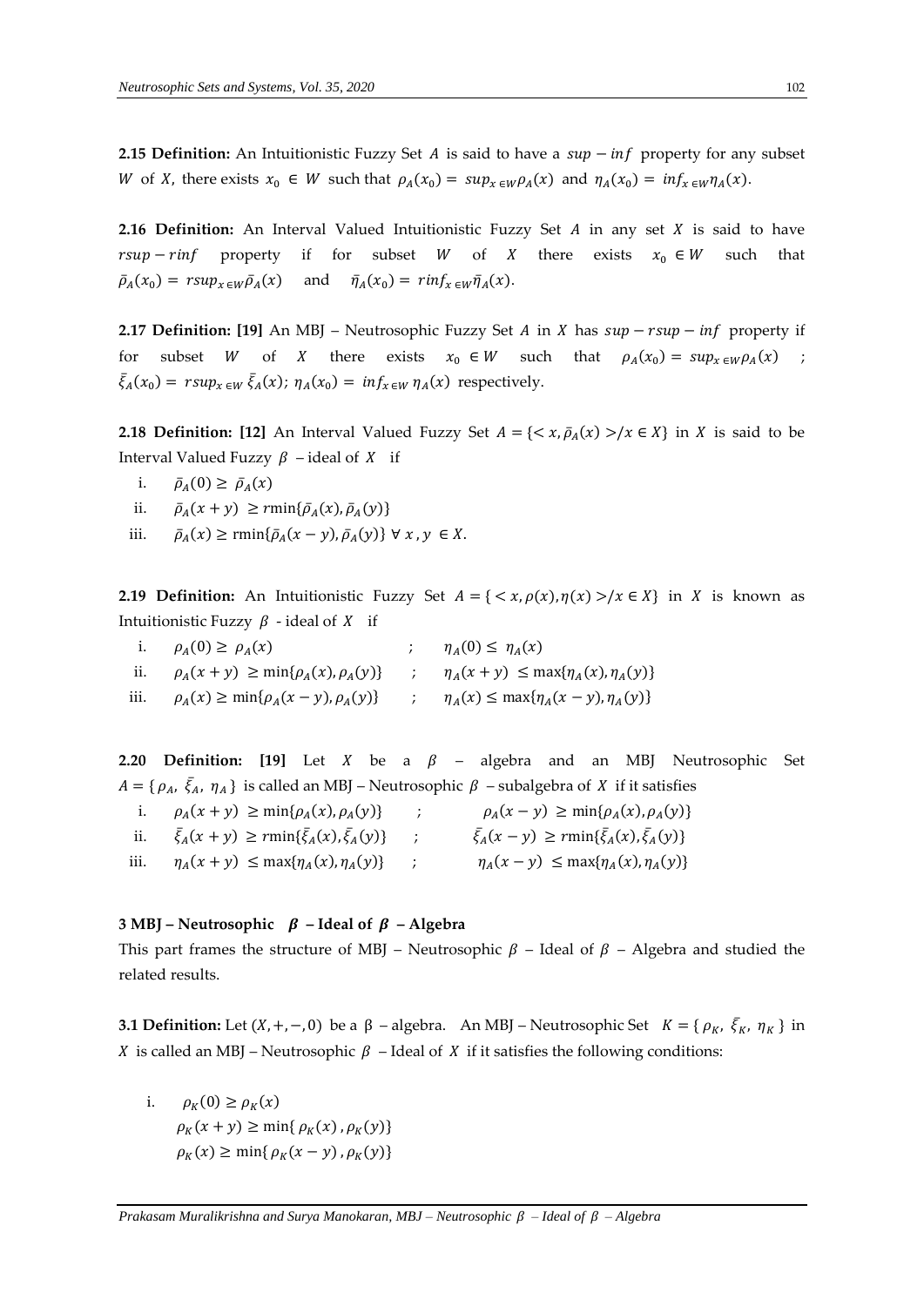**2.15 Definition:** An Intuitionistic Fuzzy Set $A$ is said to have a $sup - inf$ property for any subset $W$ of $X$, there exists $x_0 \in W$ such that $\rho_A(x_0) = sup_{x \in W}\rho_A(x)$ and $\eta_A(x_0) = inf_{x \in W}\eta_A(x)$.

**2.16 Definition:** An Interval Valued Intuitionistic Fuzzy Set $A$ in any set $X$ is said to have $rsup - rinf$ property if for subset $W$ of $X$ there exists $x_0 \in W$ such that $\bar{\rho}_A(x_0) = rsup_{x \in W}\bar{\rho}_A(x)$ and $\bar{\eta}_A(x_0) = rinf_{x \in W}\bar{\eta}_A(x)$.

**2.17 Definition: [19]** An MBJ – Neutrosophic Fuzzy Set $A$ in $X$ has $sup - rsup - inf$ property if for subset $W$ of $X$ there exists $x_0 \in W$ such that $\rho_A(x_0) = sup_{x \in W}\rho_A(x)$ ; $\bar{\xi}_A(x_0) = rsup_{x \in W}\, \bar{\xi}_A(x)$; $\eta_A(x_0) = inf_{x \in W}\, \eta_A(x)$ respectively.

**2.18 Definition: [12]** An Interval Valued Fuzzy Set $A = \{< x, \bar{\rho}_A(x) > / x \in X\}$ in $X$ is said to be Interval Valued Fuzzy $\beta$ – ideal of $X$ if

i. $\bar{\rho}_A(0) \geq \bar{\rho}_A(x)$

ii. $\bar{\rho}_A(x + y) \geq r\min\{\bar{\rho}_A(x), \bar{\rho}_A(y)\}$

iii. $\bar{\rho}_A(x) \geq r\min\{\bar{\rho}_A(x - y), \bar{\rho}_A(y)\}\ \forall\, x, y \in X$.

**2.19 Definition:** An Intuitionistic Fuzzy Set $A = \{< x, \rho(x), \eta(x) > / x \in X\}$ in $X$ is known as Intuitionistic Fuzzy $\beta$ - ideal of $X$ if

i. $\rho_A(0) \geq \rho_A(x)$ ; $\eta_A(0) \leq \eta_A(x)$

ii. $\rho_A(x + y) \geq \min\{\rho_A(x), \rho_A(y)\}$ ; $\eta_A(x + y) \leq \max\{\eta_A(x), \eta_A(y)\}$

iii. $\rho_A(x) \geq \min\{\rho_A(x - y), \rho_A(y)\}$ ; $\eta_A(x) \leq \max\{\eta_A(x - y), \eta_A(y)\}$

**2.20 Definition: [19]** Let $X$ be a $\beta$ – algebra and an MBJ Neutrosophic Set $A = \{\rho_A, \bar{\xi}_A, \eta_A\}$ is called an MBJ – Neutrosophic $\beta$ – subalgebra of $X$ if it satisfies

i. $\rho_A(x + y) \geq \min\{\rho_A(x), \rho_A(y)\}$ ; $\rho_A(x - y) \geq \min\{\rho_A(x), \rho_A(y)\}$

ii. $\bar{\xi}_A(x + y) \geq r\min\{\bar{\xi}_A(x), \bar{\xi}_A(y)\}$ ; $\bar{\xi}_A(x - y) \geq r\min\{\bar{\xi}_A(x), \bar{\xi}_A(y)\}$

iii. $\eta_A(x + y) \leq \max\{\eta_A(x), \eta_A(y)\}$ ; $\eta_A(x - y) \leq \max\{\eta_A(x), \eta_A(y)\}$

## 3 MBJ – Neutrosophic $\beta$ – Ideal of $\beta$ – Algebra

This part frames the structure of MBJ – Neutrosophic $\beta$ – Ideal of $\beta$ – Algebra and studied the related results.

**3.1 Definition:** Let $(X, +, -, 0)$ be a $\beta$ – algebra. An MBJ – Neutrosophic Set $K = \{\rho_K, \bar{\xi}_K, \eta_K\}$ in $X$ is called an MBJ – Neutrosophic $\beta$ – Ideal of $X$ if it satisfies the following conditions:

i. $\rho_K(0) \geq \rho_K(x)$

$\rho_K(x + y) \geq \min\{\rho_K(x), \rho_K(y)\}$

$\rho_K(x) \geq \min\{\rho_K(x - y), \rho_K(y)\}$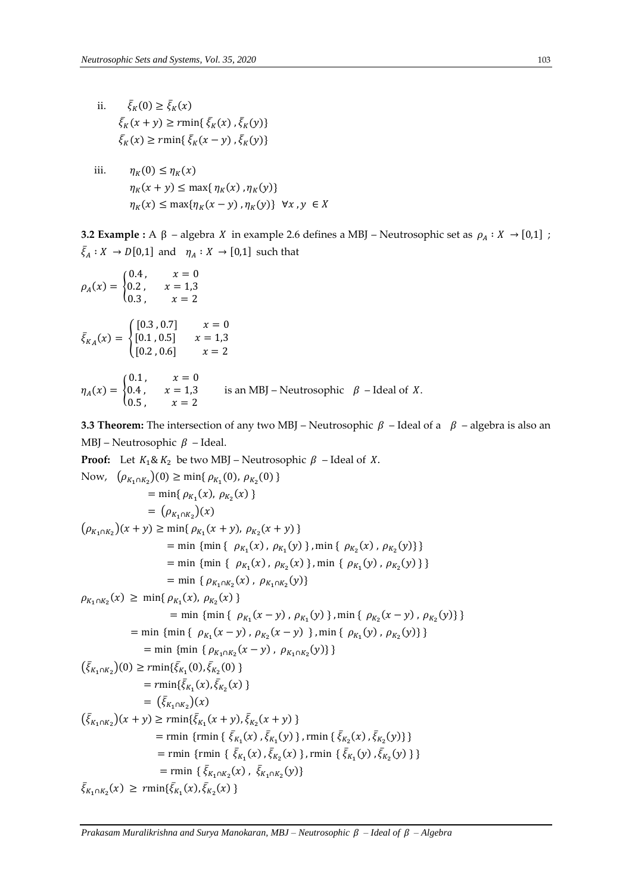ii. $\bar{\xi}_K(0) \geq \bar{\xi}_K(x)$

$\bar{\xi}_K(x+y) \geq r\min\{\bar{\xi}_K(x), \bar{\xi}_K(y)\}$

$\bar{\xi}_K(x) \geq r\min\{\bar{\xi}_K(x-y), \bar{\xi}_K(y)\}$

iii. $\eta_K(0) \leq \eta_K(x)$

$\eta_K(x+y) \leq \max\{\eta_K(x), \eta_K(y)\}$

$\eta_K(x) \leq \max\{\eta_K(x-y), \eta_K(y)\} \ \ \forall x, y \in X$

**3.2 Example :** A β – algebra $X$ in example 2.6 defines a MBJ – Neutrosophic set as $\rho_A : X \to [0,1]$ ; $\bar{\xi}_A : X \to D[0,1]$ and $\eta_A : X \to [0,1]$ such that

$$\rho_A(x) = \begin{cases} 0.4, & x = 0 \\ 0.2, & x = 1,3 \\ 0.3, & x = 2 \end{cases}$$

$$\bar{\xi}_{K_A}(x) = \begin{cases} [0.3, 0.7] & x = 0 \\ [0.1, 0.5] & x = 1,3 \\ [0.2, 0.6] & x = 2 \end{cases}$$

$$\eta_A(x) = \begin{cases} 0.1, & x = 0 \\ 0.4, & x = 1,3 \\ 0.5, & x = 2 \end{cases}$$ is an MBJ – Neutrosophic $\beta$ – Ideal of $X$.

**3.3 Theorem:** The intersection of any two MBJ – Neutrosophic $\beta$ – Ideal of a $\beta$ – algebra is also an MBJ – Neutrosophic $\beta$ – Ideal.

**Proof:** Let $K_1 \& K_2$ be two MBJ – Neutrosophic $\beta$ – Ideal of $X$.

Now, $(\rho_{K_1 \cap K_2})(0) \geq \min\{\rho_{K_1}(0), \rho_{K_2}(0)\}$

$= \min\{\rho_{K_1}(x), \rho_{K_2}(x)\}$

$= (\rho_{K_1 \cap K_2})(x)$

$(\rho_{K_1 \cap K_2})(x+y) \geq \min\{\rho_{K_1}(x+y), \rho_{K_2}(x+y)\}$

$= \min\{\min\{\rho_{K_1}(x), \rho_{K_1}(y)\}, \min\{\rho_{K_2}(x), \rho_{K_2}(y)\}\}$

$= \min\{\min\{\rho_{K_1}(x), \rho_{K_2}(x)\}, \min\{\rho_{K_1}(y), \rho_{K_2}(y)\}\}$

$= \min\{\rho_{K_1 \cap K_2}(x), \rho_{K_1 \cap K_2}(y)\}$

$\rho_{K_1 \cap K_2}(x) \geq \min\{\rho_{K_1}(x), \rho_{K_2}(x)\}$

$= \min\{\min\{\rho_{K_1}(x-y), \rho_{K_1}(y)\}, \min\{\rho_{K_2}(x-y), \rho_{K_2}(y)\}\}$

$= \min\{\min\{\rho_{K_1}(x-y), \rho_{K_2}(x-y)\}, \min\{\rho_{K_1}(y), \rho_{K_2}(y)\}\}$

$= \min\{\min\{\rho_{K_1 \cap K_2}(x-y), \rho_{K_1 \cap K_2}(y)\}\}$

$(\bar{\xi}_{K_1 \cap K_2})(0) \geq r\min\{\bar{\xi}_{K_1}(0), \bar{\xi}_{K_2}(0)\}$

$= r\min\{\bar{\xi}_{K_1}(x), \bar{\xi}_{K_2}(x)\}$

$= (\bar{\xi}_{K_1 \cap K_2})(x)$

$(\bar{\xi}_{K_1 \cap K_2})(x+y) \geq r\min\{\bar{\xi}_{K_1}(x+y), \bar{\xi}_{K_2}(x+y)\}$

$= \text{rmin}\{\text{rmin}\{\bar{\xi}_{K_1}(x), \bar{\xi}_{K_1}(y)\}, \text{rmin}\{\bar{\xi}_{K_2}(x), \bar{\xi}_{K_2}(y)\}\}$

$= \text{rmin}\{\text{rmin}\{\bar{\xi}_{K_1}(x), \bar{\xi}_{K_2}(x)\}, \text{rmin}\{\bar{\xi}_{K_1}(y), \bar{\xi}_{K_2}(y)\}\}$

$= \text{rmin}\{\bar{\xi}_{K_1 \cap K_2}(x), \bar{\xi}_{K_1 \cap K_2}(y)\}$

$\bar{\xi}_{K_1 \cap K_2}(x) \geq r\min\{\bar{\xi}_{K_1}(x), \bar{\xi}_{K_2}(x)\}$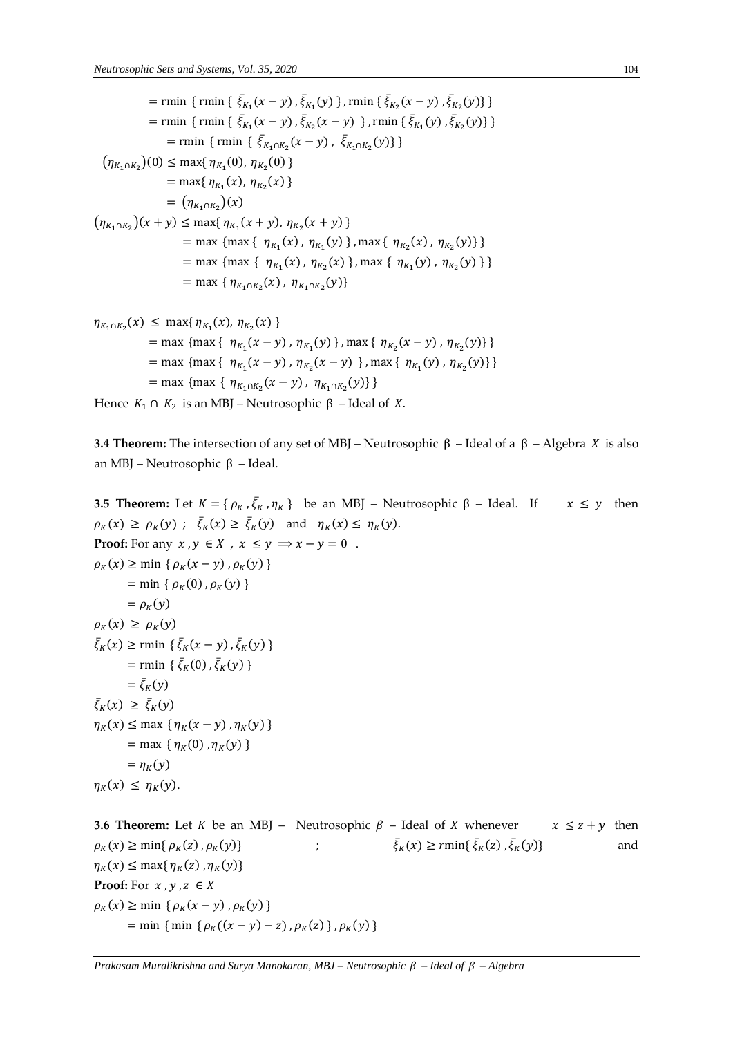$$= \text{rmin}\ \{\ \text{rmin}\ \{\ \bar{\xi}_{K_1}(x-y)\ ,\bar{\xi}_{K_1}(y)\ \}\ ,\text{rmin}\ \{\ \bar{\xi}_{K_2}(x-y)\ ,\bar{\xi}_{K_2}(y)\}\ \}$$
$$= \text{rmin}\ \{\ \text{rmin}\ \{\ \bar{\xi}_{K_1}(x-y)\ ,\bar{\xi}_{K_2}(x-y)\ \}\ ,\text{rmin}\ \{\ \bar{\xi}_{K_1}(y)\ ,\bar{\xi}_{K_2}(y)\}\ \}$$
$$= \text{rmin}\ \{\ \text{rmin}\ \{\ \bar{\xi}_{K_1\cap K_2}(x-y)\ ,\ \bar{\xi}_{K_1\cap K_2}(y)\}\ \}$$

$$(\eta_{K_1\cap K_2})(0) \leq \max\{\ \eta_{K_1}(0),\ \eta_{K_2}(0)\ \}$$
$$= \max\{\ \eta_{K_1}(x),\ \eta_{K_2}(x)\ \}$$
$$= (\eta_{K_1\cap K_2})(x)$$

$$(\eta_{K_1\cap K_2})(x+y) \leq \max\{\ \eta_{K_1}(x+y),\ \eta_{K_2}(x+y)\ \}$$
$$= \max\ \{\max\ \{\ \eta_{K_1}(x)\ ,\ \eta_{K_1}(y)\ \}\ ,\max\ \{\ \eta_{K_2}(x)\ ,\ \eta_{K_2}(y)\}\ \}$$
$$= \max\ \{\max\ \{\ \eta_{K_1}(x)\ ,\ \eta_{K_2}(x)\ \}\ ,\max\ \{\ \eta_{K_1}(y)\ ,\ \eta_{K_2}(y)\ \}\ \}$$
$$= \max\ \{\ \eta_{K_1\cap K_2}(x)\ ,\ \eta_{K_1\cap K_2}(y)\}$$

$$\eta_{K_1\cap K_2}(x) \leq \max\{\ \eta_{K_1}(x),\ \eta_{K_2}(x)\ \}$$
$$= \max\ \{\max\ \{\ \eta_{K_1}(x-y)\ ,\ \eta_{K_1}(y)\ \}\ ,\max\ \{\ \eta_{K_2}(x-y)\ ,\ \eta_{K_2}(y)\}\ \}$$
$$= \max\ \{\max\ \{\ \eta_{K_1}(x-y)\ ,\ \eta_{K_2}(x-y)\ \}\ ,\max\ \{\ \eta_{K_1}(y)\ ,\ \eta_{K_2}(y)\}\}$$
$$= \max\ \{\max\ \{\ \eta_{K_1\cap K_2}(x-y)\ ,\ \eta_{K_1\cap K_2}(y)\}\ \}$$

Hence $K_1 \cap K_2$ is an MBJ – Neutrosophic β – Ideal of $X$.

**3.4 Theorem:** The intersection of any set of MBJ – Neutrosophic β – Ideal of a β – Algebra $X$ is also an MBJ – Neutrosophic β – Ideal.

**3.5 Theorem:** Let $K = \{\ \rho_K\ ,\bar{\xi}_K\ ,\eta_K\ \}$ be an MBJ – Neutrosophic β – Ideal. If $x \leq y$ then $\rho_K(x) \geq \rho_K(y)$ ; $\bar{\xi}_K(x) \geq \bar{\xi}_K(y)$ and $\eta_K(x) \leq \eta_K(y)$.

**Proof:** For any $x, y \in X$ , $x \leq y \Rightarrow x - y = 0$ .

$$\rho_K(x) \geq \min\ \{\ \rho_K(x-y)\ ,\rho_K(y)\ \}$$
$$= \min\ \{\ \rho_K(0)\ ,\rho_K(y)\ \}$$
$$= \rho_K(y)$$
$$\rho_K(x)\ \geq\ \rho_K(y)$$
$$\bar{\xi}_K(x) \geq \text{rmin}\ \{\ \bar{\xi}_K(x-y)\ ,\bar{\xi}_K(y)\ \}$$
$$= \text{rmin}\ \{\ \bar{\xi}_K(0)\ ,\bar{\xi}_K(y)\ \}$$
$$= \bar{\xi}_K(y)$$
$$\bar{\xi}_K(x)\ \geq\ \bar{\xi}_K(y)$$
$$\eta_K(x) \leq \max\ \{\ \eta_K(x-y)\ ,\eta_K(y)\ \}$$
$$= \max\ \{\ \eta_K(0)\ ,\eta_K(y)\ \}$$
$$= \eta_K(y)$$
$$\eta_K(x)\ \leq\ \eta_K(y).$$

**3.6 Theorem:** Let $K$ be an MBJ – Neutrosophic $\beta$ – Ideal of $X$ whenever $x \leq z + y$ then $\rho_K(x) \geq \min\{\ \rho_K(z)\ ,\rho_K(y)\}$ ; $\bar{\xi}_K(x) \geq r\min\{\ \bar{\xi}_K(z)\ ,\bar{\xi}_K(y)\}$ and $\eta_K(x) \leq \max\{\eta_K(z)\ ,\eta_K(y)\}$

**Proof:** For $x, y, z \in X$

$$\rho_K(x) \geq \min\ \{\ \rho_K(x-y)\ ,\rho_K(y)\ \}$$
$$= \min\ \{\ \min\ \{\ \rho_K((x-y)-z)\ ,\rho_K(z)\ \}\ ,\rho_K(y)\ \}$$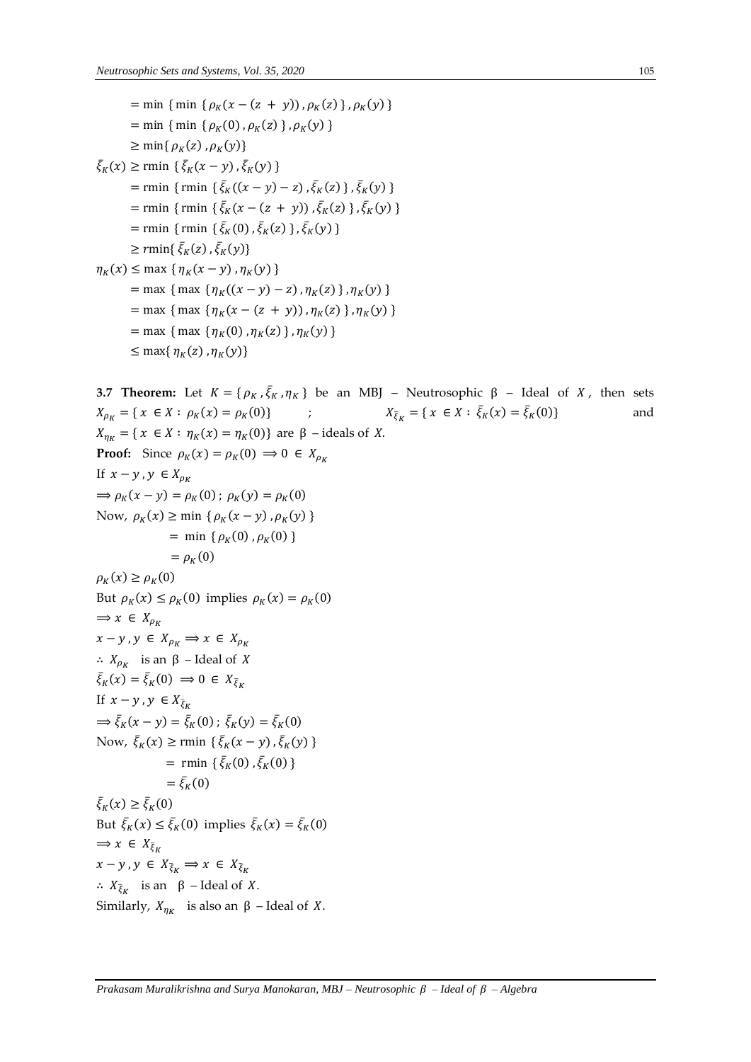$$= \min \{ \min \{ \rho_K(x - (z + y)), \rho_K(z) \}, \rho_K(y) \}$$
$$= \min \{ \min \{ \rho_K(0), \rho_K(z) \}, \rho_K(y) \}$$
$$\geq \min\{ \rho_K(z), \rho_K(y)\}$$

$$\bar{\xi}_K(x) \geq \text{rmin} \{ \bar{\xi}_K(x - y), \bar{\xi}_K(y) \}$$
$$= \text{rmin} \{ \text{rmin} \{ \bar{\xi}_K((x - y) - z), \bar{\xi}_K(z) \}, \bar{\xi}_K(y) \}$$
$$= \text{rmin} \{ \text{rmin} \{ \bar{\xi}_K(x - (z + y)), \bar{\xi}_K(z) \}, \bar{\xi}_K(y) \}$$
$$= \text{rmin} \{ \text{rmin} \{ \bar{\xi}_K(0), \bar{\xi}_K(z) \}, \bar{\xi}_K(y) \}$$
$$\geq r\text{min}\{ \bar{\xi}_K(z), \bar{\xi}_K(y)\}$$

$$\eta_K(x) \leq \max \{ \eta_K(x - y), \eta_K(y) \}$$
$$= \max \{ \max \{ \eta_K((x - y) - z), \eta_K(z) \}, \eta_K(y) \}$$
$$= \max \{ \max \{ \eta_K(x - (z + y)), \eta_K(z) \}, \eta_K(y) \}$$
$$= \max \{ \max \{ \eta_K(0), \eta_K(z) \}, \eta_K(y) \}$$
$$\leq \max\{ \eta_K(z), \eta_K(y)\}$$

**3.7 Theorem:** Let $K = \{ \rho_K, \bar{\xi}_K, \eta_K \}$ be an MBJ – Neutrosophic β – Ideal of $X$, then sets $X_{\rho_K} = \{ x \in X : \rho_K(x) = \rho_K(0)\}$ ; $X_{\bar{\xi}_K} = \{ x \in X : \bar{\xi}_K(x) = \bar{\xi}_K(0)\}$ and $X_{\eta_K} = \{ x \in X : \eta_K(x) = \eta_K(0)\}$ are β – ideals of $X$.

**Proof:** Since $\rho_K(x) = \rho_K(0) \Longrightarrow 0 \in X_{\rho_K}$

If $x - y, y \in X_{\rho_K}$

$\Longrightarrow \rho_K(x - y) = \rho_K(0)$ ; $\rho_K(y) = \rho_K(0)$

Now, $\rho_K(x) \geq \min \{ \rho_K(x - y), \rho_K(y) \}$

$= \min \{ \rho_K(0), \rho_K(0) \}$

$= \rho_K(0)$

$\rho_K(x) \geq \rho_K(0)$

But $\rho_K(x) \leq \rho_K(0)$ implies $\rho_K(x) = \rho_K(0)$

$\Longrightarrow x \in X_{\rho_K}$

$x - y, y \in X_{\rho_K} \Longrightarrow x \in X_{\rho_K}$

$\therefore X_{\rho_K}$ is an β – Ideal of $X$

$\bar{\xi}_K(x) = \bar{\xi}_K(0) \Longrightarrow 0 \in X_{\bar{\xi}_K}$

If $x - y, y \in X_{\bar{\xi}_K}$

$\Longrightarrow \bar{\xi}_K(x - y) = \bar{\xi}_K(0)$ ; $\bar{\xi}_K(y) = \bar{\xi}_K(0)$

Now, $\bar{\xi}_K(x) \geq \text{rmin} \{ \bar{\xi}_K(x - y), \bar{\xi}_K(y) \}$

$= \text{rmin} \{ \bar{\xi}_K(0), \bar{\xi}_K(0) \}$

$= \bar{\xi}_K(0)$

$\bar{\xi}_K(x) \geq \bar{\xi}_K(0)$

But $\bar{\xi}_K(x) \leq \bar{\xi}_K(0)$ implies $\bar{\xi}_K(x) = \bar{\xi}_K(0)$

$\Longrightarrow x \in X_{\bar{\xi}_K}$

$x - y, y \in X_{\bar{\xi}_K} \Longrightarrow x \in X_{\bar{\xi}_K}$

$\therefore X_{\bar{\xi}_K}$ is an β – Ideal of $X$.

Similarly, $X_{\eta_K}$ is also an β – Ideal of $X$.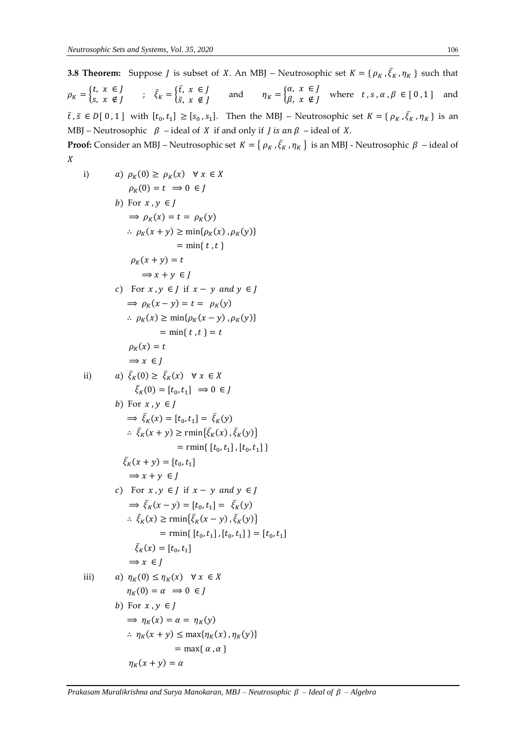**3.8 Theorem:** Suppose $J$ is subset of $X$. An MBJ – Neutrosophic set $K = \{ \rho_K, \bar{\xi}_K, \eta_K \}$ such that $\rho_K = \begin{cases} t, & x \in J \\ s, & x \notin J \end{cases}$ ; $\bar{\xi}_K = \begin{cases} \bar{t}, & x \in J \\ \bar{s}, & x \notin J \end{cases}$ and $\eta_K = \begin{cases} \alpha, & x \in J \\ \beta, & x \notin J \end{cases}$ where $t, s, \alpha, \beta \in [0,1]$ and $\bar{t}, \bar{s} \in D[0,1]$ with $[t_0, t_1] \geq [s_0, s_1]$. Then the MBJ – Neutrosophic set $K = \{ \rho_K, \bar{\xi}_K, \eta_K \}$ is an MBJ – Neutrosophic $\beta$ – ideal of $X$ if and only if $J$ *is an* $\beta$ – ideal of $X$.

**Proof:** Consider an MBJ – Neutrosophic set $K = \{ \rho_K, \bar{\xi}_K, \eta_K \}$ is an MBJ - Neutrosophic $\beta$ – ideal of $X$

i) *a)* $\rho_K(0) \geq \rho_K(x) \quad \forall\, x \in X$

$\rho_K(0) = t \implies 0 \in J$

*b)* For $x, y \in J$

$\implies \rho_K(x) = t = \rho_K(y)$

$\therefore \rho_K(x + y) \geq \min\{\rho_K(x), \rho_K(y)\}$

$= \min\{ t, t \}$

$\rho_K(x + y) = t$

$\implies x + y \in J$

*c)* For $x, y \in J$ if $x - y$ *and* $y \in J$

$\implies \rho_K(x - y) = t = \rho_K(y)$

$\therefore \rho_K(x) \geq \min\{\rho_K(x - y), \rho_K(y)\}$

$= \min\{ t, t \} = t$

$\rho_K(x) = t$

$\implies x \in J$

ii) *a)* $\bar{\xi}_K(0) \geq \bar{\xi}_K(x) \quad \forall\, x \in X$

$\bar{\xi}_K(0) = [t_0, t_1] \implies 0 \in J$

*b)* For $x, y \in J$

$\implies \bar{\xi}_K(x) = [t_0, t_1] = \bar{\xi}_K(y)$

$\therefore \bar{\xi}_K(x + y) \geq \text{rmin}\{\bar{\xi}_K(x), \bar{\xi}_K(y)\}$

$= \text{rmin}\{ [t_0, t_1], [t_0, t_1] \}$

$\bar{\xi}_K(x + y) = [t_0, t_1]$

$\implies x + y \in J$

*c)* For $x, y \in J$ if $x - y$ *and* $y \in J$

$\implies \bar{\xi}_K(x - y) = [t_0, t_1] = \bar{\xi}_K(y)$

$\therefore \bar{\xi}_K(x) \geq \text{rmin}\{\bar{\xi}_K(x - y), \bar{\xi}_K(y)\}$

$= \text{rmin}\{ [t_0, t_1], [t_0, t_1] \} = [t_0, t_1]$

$\bar{\xi}_K(x) = [t_0, t_1]$

$\implies x \in J$

iii) *a)* $\eta_K(0) \leq \eta_K(x) \quad \forall\, x \in X$

$\eta_K(0) = \alpha \implies 0 \in J$

*b)* For $x, y \in J$

$\implies \eta_K(x) = \alpha = \eta_K(y)$

$\therefore \eta_K(x + y) \leq \max\{\eta_K(x), \eta_K(y)\}$

$= \max\{ \alpha, \alpha \}$

$\eta_K(x + y) = \alpha$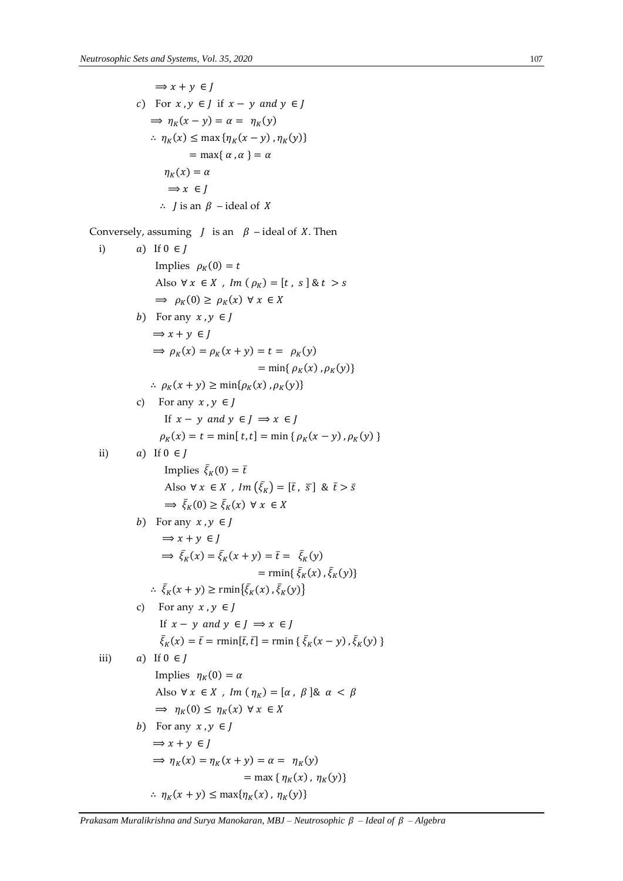$\Longrightarrow x + y \in J$

$c$) For $x, y \in J$ if $x - y$ and $y \in J$

$\Longrightarrow \eta_K(x - y) = \alpha = \eta_K(y)$

$\therefore \eta_K(x) \leq \max\{\eta_K(x - y), \eta_K(y)\}$

$= \max\{\alpha, \alpha\} = \alpha$

$\eta_K(x) = \alpha$

$\Longrightarrow x \in J$

$\therefore J$ is an $\beta$ – ideal of $X$

Conversely, assuming $J$ is an $\beta$ – ideal of $X$. Then

i) $a$) If $0 \in J$

Implies $\rho_K(0) = t$

Also $\forall x \in X$, $Im(\rho_K) = [t, s]$ & $t > s$

$\Longrightarrow \rho_K(0) \geq \rho_K(x) \ \forall x \in X$

$b$) For any $x, y \in J$

$\Longrightarrow x + y \in J$

$\Longrightarrow \rho_K(x) = \rho_K(x + y) = t = \rho_K(y)$

$= \min\{\rho_K(x), \rho_K(y)\}$

$\therefore \rho_K(x + y) \geq \min\{\rho_K(x), \rho_K(y)\}$

c) For any $x, y \in J$

If $x - y$ and $y \in J \Longrightarrow x \in J$

$\rho_K(x) = t = \min[t, t] = \min\{\rho_K(x - y), \rho_K(y)\}$

ii) $a$) If $0 \in J$

Implies $\bar{\xi}_K(0) = \bar{t}$

Also $\forall x \in X$, $Im(\bar{\xi}_K) = [\bar{t}, \bar{s}]$ & $\bar{t} > \bar{s}$

$\Longrightarrow \bar{\xi}_K(0) \geq \bar{\xi}_K(x) \ \forall x \in X$

$b$) For any $x, y \in J$

$\Longrightarrow x + y \in J$

$\Longrightarrow \bar{\xi}_K(x) = \bar{\xi}_K(x + y) = \bar{t} = \bar{\xi}_K(y)$

$= \text{rmin}\{\bar{\xi}_K(x), \bar{\xi}_K(y)\}$

$\therefore \bar{\xi}_K(x + y) \geq \text{rmin}\{\bar{\xi}_K(x), \bar{\xi}_K(y)\}$

c) For any $x, y \in J$

If $x - y$ and $y \in J \Longrightarrow x \in J$

$\bar{\xi}_K(x) = \bar{t} = \text{rmin}[\bar{t}, \bar{t}] = \text{rmin}\{\bar{\xi}_K(x - y), \bar{\xi}_K(y)\}$

iii) $a$) If $0 \in J$

Implies $\eta_K(0) = \alpha$

Also $\forall x \in X$, $Im(\eta_K) = [\alpha, \beta]$& $\alpha < \beta$

$\Longrightarrow \eta_K(0) \leq \eta_K(x) \ \forall x \in X$

$b$) For any $x, y \in J$

$\Longrightarrow x + y \in J$

$\Longrightarrow \eta_K(x) = \eta_K(x + y) = \alpha = \eta_K(y)$

$= \max\{\eta_K(x), \eta_K(y)\}$

$\therefore \eta_K(x + y) \leq \max\{\eta_K(x), \eta_K(y)\}$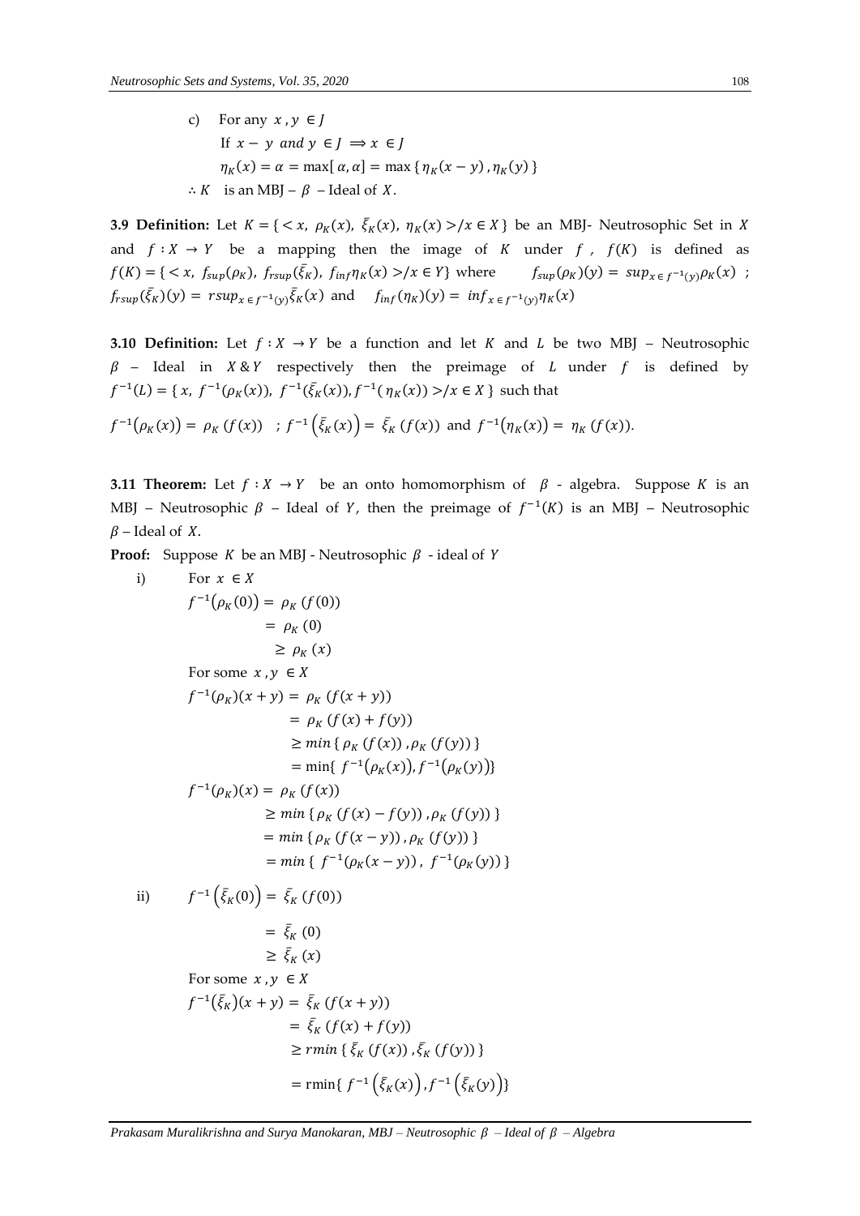c) For any $x, y \in J$

If $x - y$ and $y \in J \Longrightarrow x \in J$

$\eta_K(x) = \alpha = \max[\alpha, \alpha] = \max\{\eta_K(x-y), \eta_K(y)\}$

$\therefore K$ is an MBJ – $\beta$ – Ideal of $X$.

**3.9 Definition:** Let $K = \{< x,\ \rho_K(x),\ \bar{\xi}_K(x),\ \eta_K(x) > / x \in X\}$ be an MBJ- Neutrosophic Set in $X$ and $f : X \to Y$ be a mapping then the image of $K$ under $f$, $f(K)$ is defined as $f(K) = \{< x,\ f_{sup}(\rho_K),\ f_{rsup}(\bar{\xi}_K),\ f_{inf}\eta_K(x) > / x \in Y\}$ where $f_{sup}(\rho_K)(y) = sup_{x \in f^{-1}(y)}\rho_K(x)$ ; $f_{rsup}(\bar{\xi}_K)(y) = rsup_{x \in f^{-1}(y)}\bar{\xi}_K(x)$ and $f_{inf}(\eta_K)(y) = inf_{x \in f^{-1}(y)}\eta_K(x)$

**3.10 Definition:** Let $f : X \to Y$ be a function and let $K$ and $L$ be two MBJ – Neutrosophic $\beta$ – Ideal in $X \& Y$ respectively then the preimage of $L$ under $f$ is defined by $f^{-1}(L) = \{x,\ f^{-1}(\rho_K(x)),\ f^{-1}(\bar{\xi}_K(x)), f^{-1}(\eta_K(x)) > / x \in X\}$ such that

$$f^{-1}(\rho_K(x)) = \rho_K(f(x)) \quad ; f^{-1}\left(\bar{\xi}_K(x)\right) = \bar{\xi}_K(f(x)) \text{ and } f^{-1}(\eta_K(x)) = \eta_K(f(x)).$$

**3.11 Theorem:** Let $f : X \to Y$ be an onto homomorphism of $\beta$ - algebra. Suppose $K$ is an MBJ – Neutrosophic $\beta$ – Ideal of $Y$, then the preimage of $f^{-1}(K)$ is an MBJ – Neutrosophic $\beta$ – Ideal of $X$.

**Proof:** Suppose $K$ be an MBJ - Neutrosophic $\beta$ - ideal of $Y$

i) For $x \in X$

$$\begin{aligned} f^{-1}(\rho_K(0)) &= \rho_K(f(0)) \\ &= \rho_K(0) \\ &\geq \rho_K(x) \end{aligned}$$

For some $x, y \in X$

$$\begin{aligned} f^{-1}(\rho_K)(x+y) &= \rho_K(f(x+y)) \\ &= \rho_K(f(x)+f(y)) \\ &\geq min\{\rho_K(f(x)), \rho_K(f(y))\} \\ &= \min\{f^{-1}(\rho_K(x)), f^{-1}(\rho_K(y))\} \end{aligned}$$

$$\begin{aligned} f^{-1}(\rho_K)(x) &= \rho_K(f(x)) \\ &\geq min\{\rho_K(f(x)-f(y)), \rho_K(f(y))\} \\ &= min\{\rho_K(f(x-y)), \rho_K(f(y))\} \\ &= min\{f^{-1}(\rho_K(x-y)), f^{-1}(\rho_K(y))\} \end{aligned}$$

ii)

$$\begin{aligned} f^{-1}\left(\bar{\xi}_K(0)\right) &= \bar{\xi}_K(f(0)) \\ &= \bar{\xi}_K(0) \\ &\geq \bar{\xi}_K(x) \end{aligned}$$

For some $x, y \in X$

$$\begin{aligned} f^{-1}(\bar{\xi}_K)(x+y) &= \bar{\xi}_K(f(x+y)) \\ &= \bar{\xi}_K(f(x)+f(y)) \\ &\geq rmin\{\bar{\xi}_K(f(x)), \bar{\xi}_K(f(y))\} \\ &= \text{rmin}\{f^{-1}\left(\bar{\xi}_K(x)\right), f^{-1}\left(\bar{\xi}_K(y)\right)\} \end{aligned}$$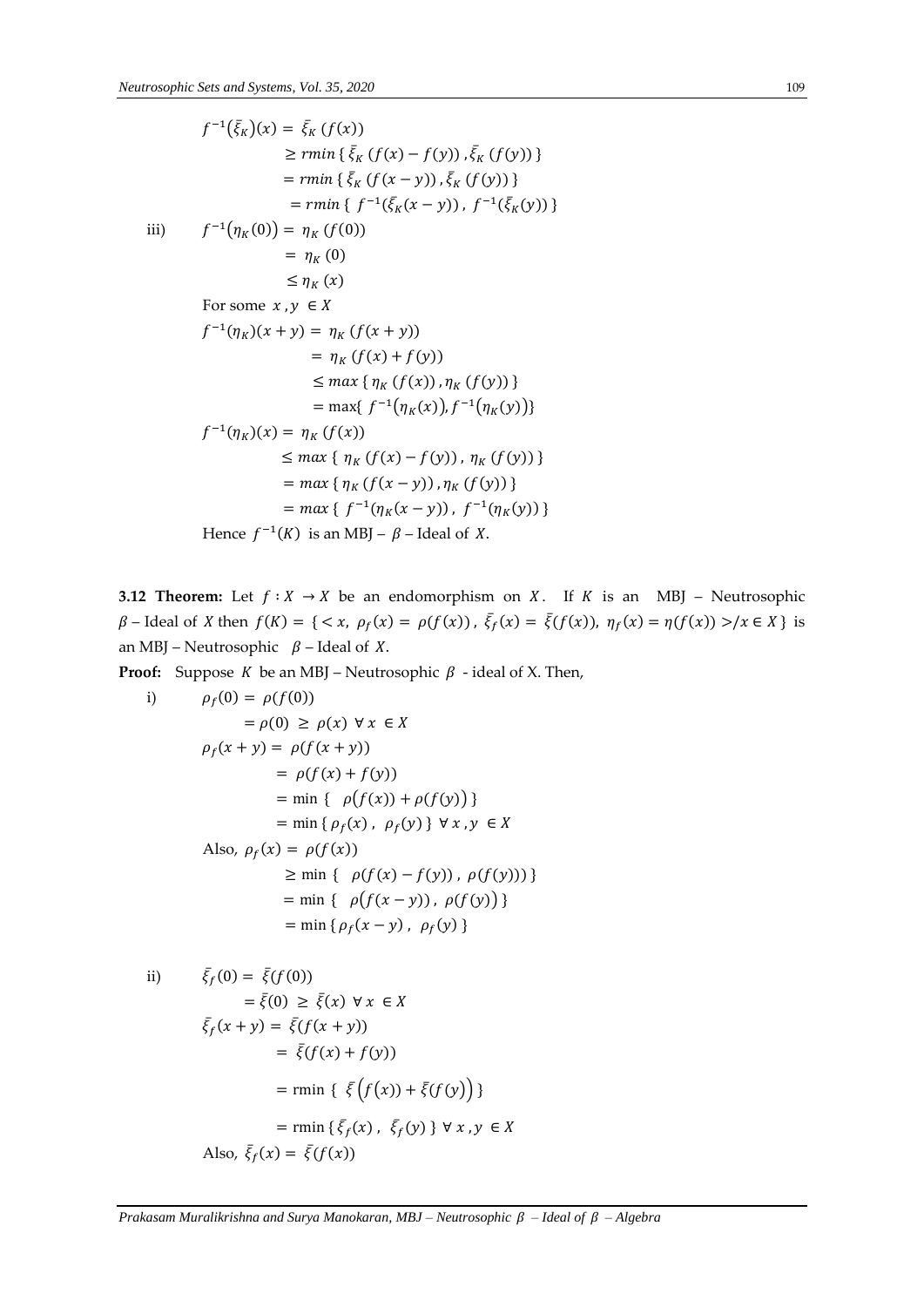$$
\begin{aligned}
f^{-1}(\bar{\xi}_K)(x) &= \bar{\xi}_K\,(f(x)) \\
&\geq rmin\,\{\, \bar{\xi}_K\,(f(x)-f(y))\,, \bar{\xi}_K\,(f(y))\,\} \\
&= rmin\,\{\, \bar{\xi}_K\,(f(x-y))\,, \bar{\xi}_K\,(f(y))\,\} \\
&= rmin\,\{\, f^{-1}(\bar{\xi}_K(x-y))\,,\ f^{-1}(\bar{\xi}_K(y))\,\}
\end{aligned}
$$

iii)

$$
\begin{aligned}
f^{-1}(\eta_K(0)) &= \eta_K\,(f(0)) \\
&= \eta_K\,(0) \\
&\leq \eta_K\,(x)
\end{aligned}
$$

For some $x\,, y\ \in X$

$$
\begin{aligned}
f^{-1}(\eta_K)(x+y) &= \eta_K\,(f(x+y)) \\
&= \eta_K\,(f(x)+f(y)) \\
&\leq max\,\{\, \eta_K\,(f(x))\,, \eta_K\,(f(y))\,\} \\
&= \max\{\, f^{-1}(\eta_K(x)), f^{-1}(\eta_K(y))\}
\end{aligned}
$$

$$
\begin{aligned}
f^{-1}(\eta_K)(x) &= \eta_K\,(f(x)) \\
&\leq max\,\{\, \eta_K\,(f(x)-f(y))\,,\ \eta_K\,(f(y))\,\} \\
&= max\,\{\, \eta_K\,(f(x-y))\,, \eta_K\,(f(y))\,\} \\
&= max\,\{\, f^{-1}(\eta_K(x-y))\,,\ f^{-1}(\eta_K(y))\,\}
\end{aligned}
$$

Hence $f^{-1}(K)$ is an MBJ – $\beta$ – Ideal of $X$.

**3.12 Theorem:** Let $f : X \to X$ be an endomorphism on $X$. If $K$ is an MBJ – Neutrosophic $\beta$ – Ideal of $X$ then $f(K) = \{ < x,\ \rho_f(x) = \rho(f(x))\,,\ \bar{\xi}_f(x) = \bar{\xi}(f(x)),\ \eta_f(x) = \eta(f(x)) > / x \in X\}$ is an MBJ – Neutrosophic $\beta$ – Ideal of $X$.

**Proof:** Suppose $K$ be an MBJ – Neutrosophic $\beta$ - ideal of X. Then,

i)

$$
\begin{aligned}
\rho_f(0) &= \rho(f(0)) \\
&= \rho(0)\ \geq\ \rho(x)\ \ \forall\ x\ \in X
\end{aligned}
$$

$$
\begin{aligned}
\rho_f(x+y) &= \rho(f(x+y)) \\
&= \rho(f(x)+f(y)) \\
&= \min\,\{\ \ \rho(f(x)) + \rho(f(y))\,\} \\
&= \min\,\{\, \rho_f(x)\,,\ \rho_f(y)\,\}\ \ \forall\ x\,, y\ \in X
\end{aligned}
$$

Also,

$$
\begin{aligned}
\rho_f(x) &= \rho(f(x)) \\
&\geq \min\,\{\ \ \rho(f(x)-f(y))\,,\ \rho(f(y)))\,\} \\
&= \min\,\{\ \ \rho(f(x-y))\,,\ \rho(f(y))\,\} \\
&= \min\,\{\, \rho_f(x-y)\,,\ \rho_f(y)\,\}
\end{aligned}
$$

ii)

$$
\begin{aligned}
\bar{\xi}_f(0) &= \bar{\xi}(f(0)) \\
&= \bar{\xi}(0)\ \geq\ \bar{\xi}(x)\ \ \forall\ x\ \in X
\end{aligned}
$$

$$
\begin{aligned}
\bar{\xi}_f(x+y) &= \bar{\xi}(f(x+y)) \\
&= \bar{\xi}(f(x)+f(y)) \\
&= \text{rmin}\,\{\ \bar{\xi}\left(f(x)) + \bar{\xi}(f(y)\right)\,\} \\
&= \text{rmin}\,\{\, \bar{\xi}_f(x)\,,\ \bar{\xi}_f(y)\,\}\ \ \forall\ x\,, y\ \in X
\end{aligned}
$$

Also, $\bar{\xi}_f(x) = \bar{\xi}(f(x))$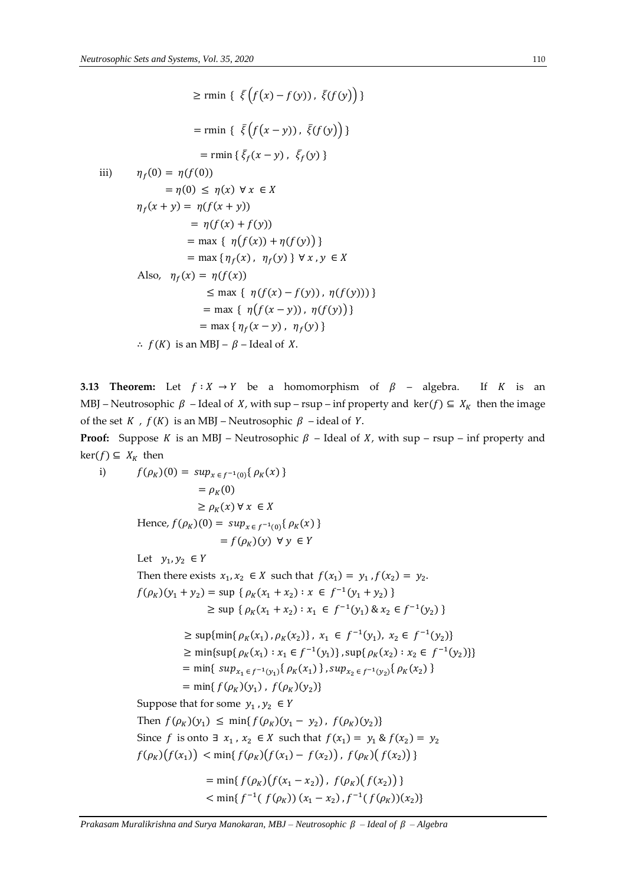$$\geq \text{rmin } \{ \ \bar{\xi}\left(f(x) - f(y)\right), \ \bar{\xi}(f(y)) \}$$

$$= \text{rmin } \{ \ \bar{\xi}\left(f(x - y)\right), \ \bar{\xi}(f(y)) \}$$

$$= \text{rmin } \{ \bar{\xi}_f(x - y) , \ \bar{\xi}_f(y) \}$$

iii) $\eta_f(0) = \eta(f(0))$

$= \eta(0) \leq \eta(x) \ \forall \ x \in X$

$\eta_f(x + y) = \eta(f(x + y))$

$= \eta(f(x) + f(y))$

$= \max \{ \ \eta(f(x)) + \eta(f(y)) \}$

$= \max \{ \eta_f(x) , \ \eta_f(y) \} \ \forall \ x , y \in X$

Also, $\eta_f(x) = \eta(f(x))$

$\leq \max \{ \ \eta(f(x) - f(y)) , \eta(f(y))) \}$

$= \max \{ \ \eta(f(x - y)) , \ \eta(f(y)) \}$

$= \max \{ \eta_f(x - y) , \ \eta_f(y) \}$

$\therefore \ f(K)$ is an MBJ – $\beta$ – Ideal of $X$.

**3.13 Theorem:** Let $f : X \to Y$ be a homomorphism of $\beta$ – algebra. If $K$ is an MBJ – Neutrosophic $\beta$ – Ideal of $X$, with sup – rsup – inf property and $\ker(f) \subseteq X_K$ then the image of the set $K$ , $f(K)$ is an MBJ – Neutrosophic $\beta$ – ideal of $Y$.

**Proof:** Suppose $K$ is an MBJ – Neutrosophic $\beta$ – Ideal of $X$, with sup – rsup – inf property and $\ker(f) \subseteq X_K$ then

i) $f(\rho_K)(0) = sup_{x \in f^{-1}(0)}\{ \rho_K(x) \}$

$= \rho_K(0)$

$\geq \rho_K(x) \ \forall \ x \in X$

Hence, $f(\rho_K)(0) = sup_{x \in f^{-1}(0)}\{ \rho_K(x) \}$

$= f(\rho_K)(y) \ \ \forall \ y \in Y$

Let $y_1, y_2 \in Y$

Then there exists $x_1, x_2 \in X$ such that $f(x_1) = y_1 , f(x_2) = y_2$.

$f(\rho_K)(y_1 + y_2) = \sup \{ \rho_K(x_1 + x_2) : x \in f^{-1}(y_1 + y_2) \}$

$\geq \sup \{ \rho_K(x_1 + x_2) : x_1 \in f^{-1}(y_1) \ \& \ x_2 \in f^{-1}(y_2) \}$

$\geq \sup\{\min\{ \rho_K(x_1) , \rho_K(x_2)\} , \ x_1 \in f^{-1}(y_1), \ x_2 \in f^{-1}(y_2)\}$

$\geq \min\{\sup\{ \rho_K(x_1) : x_1 \in f^{-1}(y_1)\} , \sup\{ \rho_K(x_2) : x_2 \in f^{-1}(y_2)\}\}$

$= \min\{ \ sup_{x_1 \in f^{-1}(y_1)}\{ \rho_K(x_1) \} , sup_{x_2 \in f^{-1}(y_2)}\{ \rho_K(x_2) \} \}$

$= \min\{ f(\rho_K)(y_1) , \ f(\rho_K)(y_2)\}$

Suppose that for some $y_1 , y_2 \in Y$

Then $f(\rho_K)(y_1) \leq \min\{ f(\rho_K)(y_1 - y_2) , \ f(\rho_K)(y_2)\}$

Since $f$ is onto $\exists \ x_1 , x_2 \in X$ such that $f(x_1) = y_1 \ \& \ f(x_2) = y_2$

$f(\rho_K)\left(f(x_1)\right) < \min\{ f(\rho_K)\left(f(x_1) - f(x_2)\right) , \ f(\rho_K)\left( f(x_2)\right) \}$

$= \min\{ f(\rho_K)\left(f(x_1 - x_2)\right) , \ f(\rho_K)\left( f(x_2)\right) \}$

$< \min\{ f^{-1}( \ f(\rho_K)) \ (x_1 - x_2) , f^{-1}( f(\rho_K))(x_2)\}$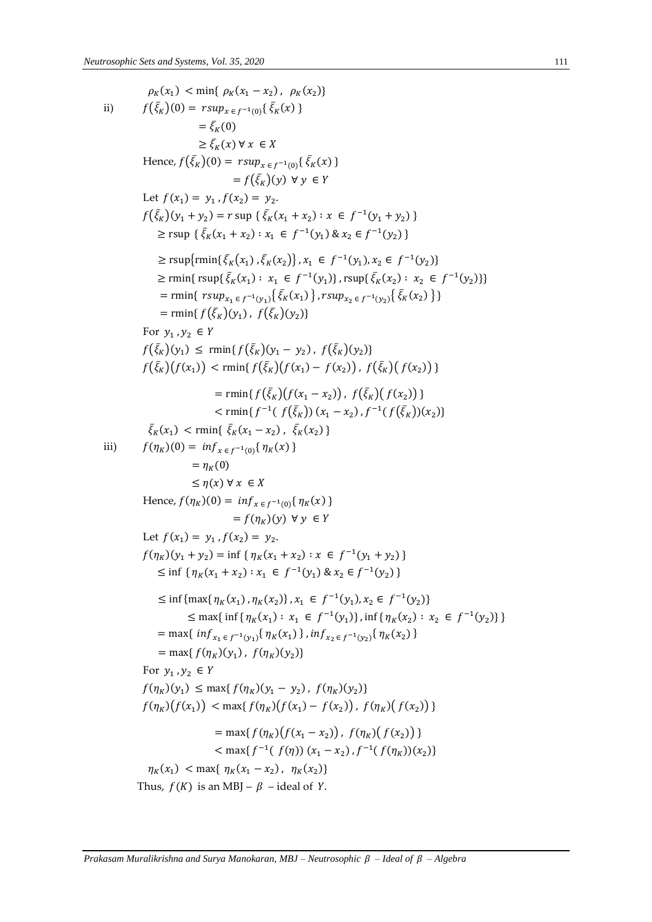$$\rho_K(x_1) < \min\{\ \rho_K(x_1 - x_2)\ ,\ \rho_K(x_2)\}$$

ii) $f(\bar{\xi}_K)(0) = rsup_{x \in f^{-1}(0)}\{\ \bar{\xi}_K(x)\ \}$

$$= \bar{\xi}_K(0)$$

$$\geq \bar{\xi}_K(x)\ \forall\ x\ \in X$$

Hence, $f(\bar{\xi}_K)(0) = rsup_{x \in f^{-1}(0)}\{\ \bar{\xi}_K(x)\ \}$

$$= f(\bar{\xi}_K)(y)\ \ \forall\ y\ \in Y$$

Let $f(x_1) = y_1\ , f(x_2) = y_2$.

$$f(\bar{\xi}_K)(y_1 + y_2) = r\sup\ \{\ \bar{\xi}_K(x_1 + x_2) : x\ \in\ f^{-1}(y_1 + y_2)\ \}$$

$$\geq \text{rsup}\ \{\ \bar{\xi}_K(x_1 + x_2) : x_1\ \in\ f^{-1}(y_1)\ \&\ x_2 \in f^{-1}(y_2)\ \}$$

$$\geq \text{rsup}\{\text{rmin}\{\bar{\xi}_K(x_1)\ , \bar{\xi}_K(x_2)\}\ , x_1\ \in\ f^{-1}(y_1), x_2 \in\ f^{-1}(y_2)\}$$

$$\geq \text{rmin}\{\ \text{rsup}\{\ \bar{\xi}_K(x_1) :\ x_1\ \in\ f^{-1}(y_1)\}\ , \text{rsup}\{\ \bar{\xi}_K(x_2) :\ x_2\ \in\ f^{-1}(y_2)\}\}$$

$$= \text{rmin}\{\ rsup_{x_1 \in f^{-1}(y_1)}\{\ \bar{\xi}_K(x_1)\ \}\ , rsup_{x_2 \in f^{-1}(y_2)}\{\ \bar{\xi}_K(x_2)\ \}\}$$

$$= \text{rmin}\{\ f(\bar{\xi}_K)(y_1)\ ,\ f(\bar{\xi}_K)(y_2)\}$$

For $y_1\ , y_2\ \in Y$

$$f(\bar{\xi}_K)(y_1) \leq \text{rmin}\{\ f(\bar{\xi}_K)(y_1 - y_2)\ ,\ f(\bar{\xi}_K)(y_2)\}$$

$$f(\bar{\xi}_K)(f(x_1)) < \text{rmin}\{\ f(\bar{\xi}_K)(f(x_1) - f(x_2))\ ,\ f(\bar{\xi}_K)(\ f(x_2))\ \}$$

$$= \text{rmin}\{\ f(\bar{\xi}_K)(f(x_1 - x_2))\ ,\ f(\bar{\xi}_K)(\ f(x_2))\ \}$$

$$< \text{rmin}\{\ f^{-1}(\ f(\bar{\xi}_K))\ (x_1 - x_2)\ , f^{-1}(\ f(\bar{\xi}_K))(x_2)\}$$

$$\bar{\xi}_K(x_1) < \text{rmin}\{\ \bar{\xi}_K(x_1 - x_2)\ ,\ \ \bar{\xi}_K(x_2)\ \}$$

iii) $f(\eta_K)(0) = inf_{x \in f^{-1}(0)}\{\ \eta_K(x)\ \}$

$$= \eta_K(0)$$

$$\leq \eta(x)\ \forall\ x\ \in X$$

Hence, $f(\eta_K)(0) = inf_{x \in f^{-1}(0)}\{\ \eta_K(x)\ \}$

$$= f(\eta_K)(y)\ \ \forall\ y\ \in Y$$

Let $f(x_1) = y_1\ , f(x_2) = y_2$.

$$f(\eta_K)(y_1 + y_2) = \inf\ \{\ \eta_K(x_1 + x_2) : x\ \in\ f^{-1}(y_1 + y_2)\ \}$$

$$\leq \inf\ \{\ \eta_K(x_1 + x_2) : x_1\ \in\ f^{-1}(y_1)\ \&\ x_2 \in f^{-1}(y_2)\ \}$$

$$\leq \inf\{\max\{\ \eta_K(x_1)\ , \eta_K(x_2)\}\ , x_1\ \in\ f^{-1}(y_1), x_2 \in\ f^{-1}(y_2)\}$$

$$\leq \max\{\ \inf\{\ \eta_K(x_1) :\ x_1\ \in\ f^{-1}(y_1)\}\ , \inf\{\ \eta_K(x_2) :\ x_2\ \in\ f^{-1}(y_2)\}\ \}$$

$$= \max\{\ inf_{x_1 \in f^{-1}(y_1)}\{\ \eta_K(x_1)\ \}\ , inf_{x_2 \in f^{-1}(y_2)}\{\ \eta_K(x_2)\ \}$$

$$= \max\{\ f(\eta_K)(y_1)\ ,\ f(\eta_K)(y_2)\}$$

For $y_1\ , y_2\ \in Y$

$$f(\eta_K)(y_1) \leq \max\{\ f(\eta_K)(y_1 - y_2)\ ,\ f(\eta_K)(y_2)\}$$

$$f(\eta_K)(f(x_1)) < \max\{\ f(\eta_K)(f(x_1) - f(x_2))\ ,\ f(\eta_K)(\ f(x_2))\ \}$$

$$= \max\{\ f(\eta_K)(f(x_1 - x_2))\ ,\ f(\eta_K)(\ f(x_2))\ \}$$

$$< \max\{\ f^{-1}(\ f(\eta))\ (x_1 - x_2)\ , f^{-1}(\ f(\eta_K))(x_2)\}$$

$$\eta_K(x_1) < \max\{\ \eta_K(x_1 - x_2)\ ,\ \ \eta_K(x_2)\}$$

Thus, $f(K)$ is an MBJ – $\beta$ – ideal of $Y$.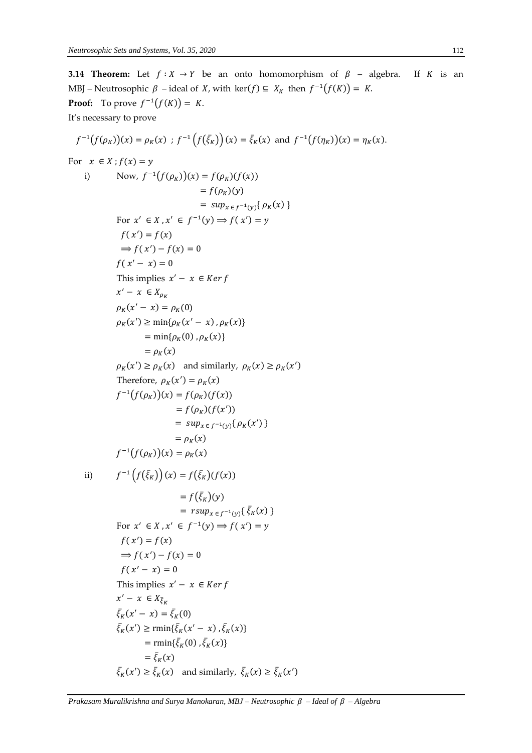**3.14 Theorem:** Let $f : X \to Y$ be an onto homomorphism of $\beta$ – algebra. If $K$ is an MBJ – Neutrosophic $\beta$ – ideal of $X$, with $\ker(f) \subseteq X_K$ then $f^{-1}(f(K)) = K$.

**Proof:** To prove $f^{-1}(f(K)) = K$.

It's necessary to prove

$$f^{-1}(f(\rho_K))(x) = \rho_K(x) \ ; \ f^{-1}\left(f(\bar{\xi}_K)\right)(x) = \bar{\xi}_K(x) \text{ and } f^{-1}(f(\eta_K))(x) = \eta_K(x).$$

For $x \in X ; f(x) = y$

i) Now, $f^{-1}(f(\rho_K))(x) = f(\rho_K)(f(x))$

$$= f(\rho_K)(y)$$

$$= sup_{x \in f^{-1}(y)}\{ \rho_K(x) \}$$

For $x' \in X, x' \in f^{-1}(y) \Rightarrow f(x') = y$

$f(x') = f(x)$

$\Rightarrow f(x') - f(x) = 0$

$f(x' - x) = 0$

This implies $x' - x \in Ker\, f$

$x' - x \in X_{\rho_K}$

$\rho_K(x' - x) = \rho_K(0)$

$\rho_K(x') \geq \min\{\rho_K(x' - x), \rho_K(x)\}$

$= \min\{\rho_K(0), \rho_K(x)\}$

$= \rho_K(x)$

$\rho_K(x') \geq \rho_K(x)$ and similarly, $\rho_K(x) \geq \rho_K(x')$

Therefore, $\rho_K(x') = \rho_K(x)$

$f^{-1}(f(\rho_K))(x) = f(\rho_K)(f(x))$

$= f(\rho_K)(f(x'))$

$= sup_{x \in f^{-1}(y)}\{ \rho_K(x') \}$

$= \rho_K(x)$

$f^{-1}(f(\rho_K))(x) = \rho_K(x)$

ii) $f^{-1}\left(f(\bar{\xi}_K)\right)(x) = f(\bar{\xi}_K)(f(x))$

$$= f(\bar{\xi}_K)(y)$$

$$= rsup_{x \in f^{-1}(y)}\{ \bar{\xi}_K(x) \}$$

For $x' \in X, x' \in f^{-1}(y) \Rightarrow f(x') = y$

$f(x') = f(x)$

$\Rightarrow f(x') - f(x) = 0$

$f(x' - x) = 0$

This implies $x' - x \in Ker\, f$

$x' - x \in X_{\bar{\xi}_K}$

$\bar{\xi}_K(x' - x) = \bar{\xi}_K(0)$

$\bar{\xi}_K(x') \geq \text{rmin}\{\bar{\xi}_K(x' - x), \bar{\xi}_K(x)\}$

$= \text{rmin}\{\bar{\xi}_K(0), \bar{\xi}_K(x)\}$

$= \bar{\xi}_K(x)$

$\bar{\xi}_K(x') \geq \bar{\xi}_K(x)$ and similarly, $\bar{\xi}_K(x) \geq \bar{\xi}_K(x')$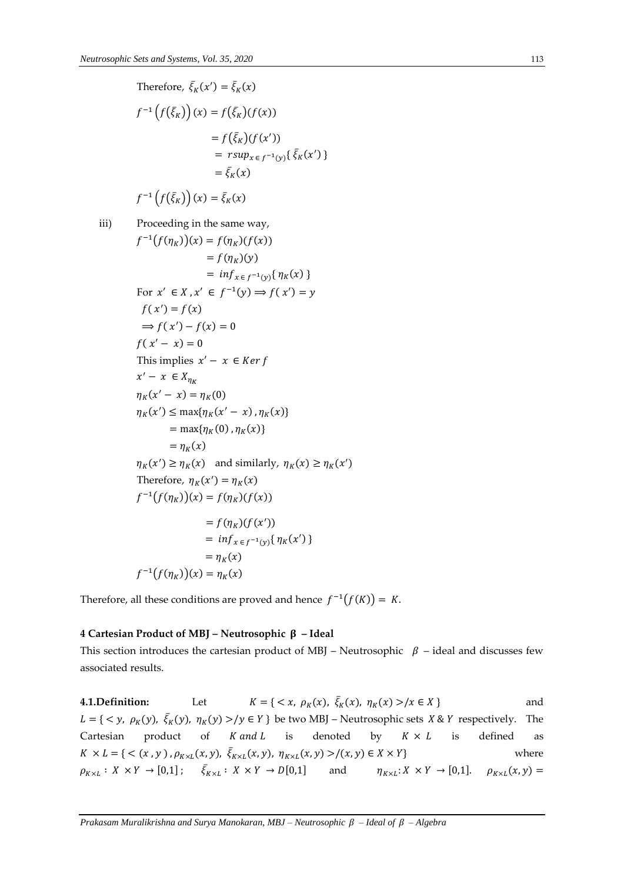Therefore, $\bar{\xi}_K(x') = \bar{\xi}_K(x)$

$$
\begin{aligned}
f^{-1}\left(f(\bar{\xi}_K)\right)(x) &= f(\bar{\xi}_K)(f(x)) \\
&= f(\bar{\xi}_K)(f(x')) \\
&= rsup_{x \in f^{-1}(y)}\{\bar{\xi}_K(x')\} \\
&= \bar{\xi}_K(x)
\end{aligned}
$$

$$f^{-1}\left(f(\bar{\xi}_K)\right)(x) = \bar{\xi}_K(x)$$

iii) Proceeding in the same way,

$$
\begin{aligned}
f^{-1}\big(f(\eta_K)\big)(x) &= f(\eta_K)(f(x)) \\
&= f(\eta_K)(y) \\
&= inf_{x \in f^{-1}(y)}\{\eta_K(x)\}
\end{aligned}
$$

For $x' \in X, x' \in f^{-1}(y) \Longrightarrow f(x') = y$

$f(x') = f(x)$

$\Longrightarrow f(x') - f(x) = 0$

$f(x' - x) = 0$

This implies $x' - x \in Ker\, f$

$x' - x \in X_{\eta_K}$

$\eta_K(x' - x) = \eta_K(0)$

$$
\begin{aligned}
\eta_K(x') &\leq \max\{\eta_K(x' - x), \eta_K(x)\} \\
&= \max\{\eta_K(0), \eta_K(x)\} \\
&= \eta_K(x)
\end{aligned}
$$

$\eta_K(x') \geq \eta_K(x)$ and similarly, $\eta_K(x) \geq \eta_K(x')$

Therefore, $\eta_K(x') = \eta_K(x)$

$$
\begin{aligned}
f^{-1}\big(f(\eta_K)\big)(x) &= f(\eta_K)(f(x)) \\
&= f(\eta_K)(f(x')) \\
&= inf_{x \in f^{-1}(y)}\{\eta_K(x')\} \\
&= \eta_K(x)
\end{aligned}
$$

$$f^{-1}\big(f(\eta_K)\big)(x) = \eta_K(x)$$

Therefore, all these conditions are proved and hence $f^{-1}\big(f(K)\big) = K$.

## 4 Cartesian Product of MBJ – Neutrosophic β – Ideal

This section introduces the cartesian product of MBJ – Neutrosophic $\beta$ – ideal and discusses few associated results.

**4.1.Definition:** Let $K = \{<x,\ \rho_K(x),\ \bar{\xi}_K(x),\ \eta_K(x)>/x \in X\}$ and $L = \{<y,\ \rho_K(y),\ \bar{\xi}_K(y),\ \eta_K(y)>/y \in Y\}$ be two MBJ – Neutrosophic sets $X$ & $Y$ respectively. The Cartesian product of $K\ and\ L$ is denoted by $K \times L$ is defined as $K \times L = \{<(x, y), \rho_{K\times L}(x,y),\ \bar{\xi}_{K\times L}(x,y),\ \eta_{K\times L}(x,y)>/(x,y) \in X \times Y\}$ where $\rho_{K\times L} : X \times Y \to [0,1]$; $\bar{\xi}_{K\times L} : X \times Y \to D[0,1]$ and $\eta_{K\times L}: X \times Y \to [0,1]$. $\rho_{K\times L}(x,y) =$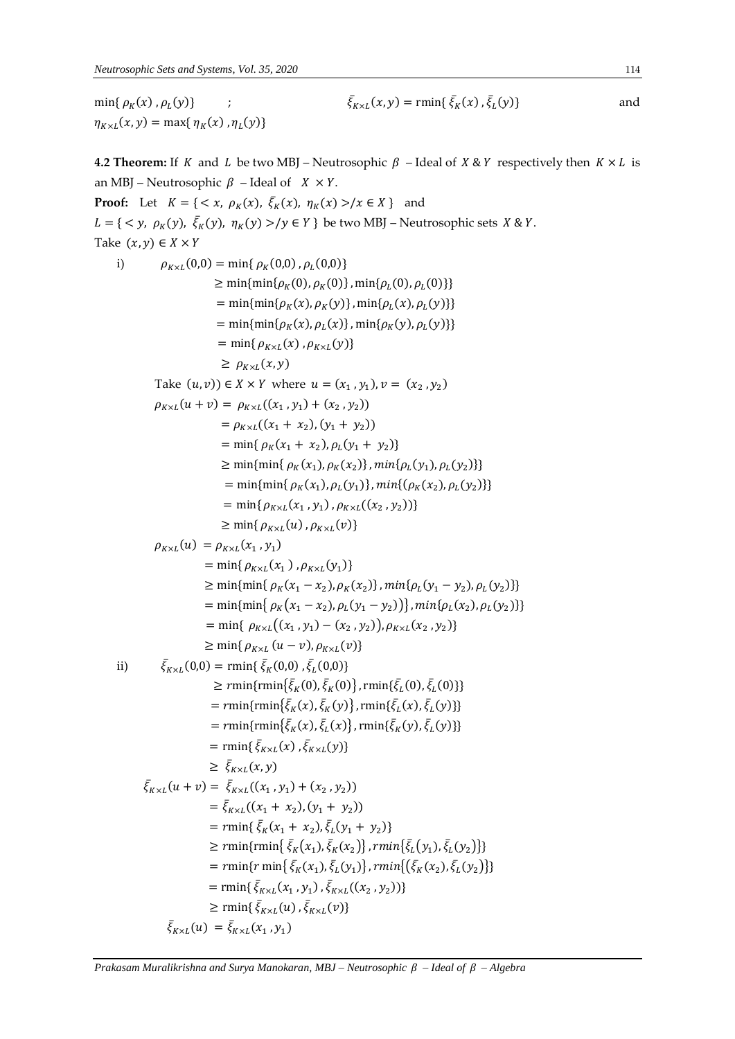$\min\{\rho_K(x), \rho_L(y)\}$ ; $\bar{\xi}_{K\times L}(x,y) = \text{rmin}\{\bar{\xi}_K(x), \bar{\xi}_L(y)\}$ and $\eta_{K\times L}(x,y) = \max\{\eta_K(x), \eta_L(y)\}$

**4.2 Theorem:** If $K$ and $L$ be two MBJ – Neutrosophic $\beta$ – Ideal of $X$ & $Y$ respectively then $K \times L$ is an MBJ – Neutrosophic $\beta$ – Ideal of $X \times Y$.

**Proof:** Let $K = \{< x,\ \rho_K(x),\ \bar{\xi}_K(x),\ \eta_K(x) > / x \in X\}$ and $L = \{< y,\ \rho_K(y),\ \bar{\xi}_K(y),\ \eta_K(y) > / y \in Y\}$ be two MBJ – Neutrosophic sets $X$ & $Y$.

Take $(x,y) \in X \times Y$

i)
$$
\begin{aligned}
\rho_{K\times L}(0,0) &= \min\{\rho_K(0,0), \rho_L(0,0)\} \\
&\geq \min\{\min\{\rho_K(0), \rho_K(0)\}, \min\{\rho_L(0), \rho_L(0)\}\} \\
&= \min\{\min\{\rho_K(x), \rho_K(y)\}, \min\{\rho_L(x), \rho_L(y)\}\} \\
&= \min\{\min\{\rho_K(x), \rho_L(x)\}, \min\{\rho_K(y), \rho_L(y)\}\} \\
&= \min\{\rho_{K\times L}(x), \rho_{K\times L}(y)\} \\
&\geq \rho_{K\times L}(x,y)
\end{aligned}
$$

Take $(u,v)) \in X \times Y$ where $u = (x_1, y_1), v = (x_2, y_2)$

$$
\begin{aligned}
\rho_{K\times L}(u+v) &= \rho_{K\times L}((x_1, y_1) + (x_2, y_2)) \\
&= \rho_{K\times L}((x_1 + x_2), (y_1 + y_2)) \\
&= \min\{\rho_K(x_1 + x_2), \rho_L(y_1 + y_2)\} \\
&\geq \min\{\min\{\rho_K(x_1), \rho_K(x_2)\}, \min\{\rho_L(y_1), \rho_L(y_2)\}\} \\
&= \min\{\min\{\rho_K(x_1), \rho_L(y_1)\}, \min\{(\rho_K(x_2), \rho_L(y_2)\}\} \\
&= \min\{\rho_{K\times L}(x_1, y_1), \rho_{K\times L}((x_2, y_2))\} \\
&\geq \min\{\rho_{K\times L}(u), \rho_{K\times L}(v)\}
\end{aligned}
$$

$$
\begin{aligned}
\rho_{K\times L}(u) &= \rho_{K\times L}(x_1, y_1) \\
&= \min\{\rho_{K\times L}(x_1), \rho_{K\times L}(y_1)\} \\
&\geq \min\{\min\{\rho_K(x_1 - x_2), \rho_K(x_2)\}, \min\{\rho_L(y_1 - y_2), \rho_L(y_2)\}\} \\
&= \min\{\min\{\rho_K(x_1 - x_2), \rho_L(y_1 - y_2)\}, \min\{\rho_L(x_2), \rho_L(y_2)\}\} \\
&= \min\{\rho_{K\times L}((x_1, y_1) - (x_2, y_2)), \rho_{K\times L}(x_2, y_2)\} \\
&\geq \min\{\rho_{K\times L}(u - v), \rho_{K\times L}(v)\}
\end{aligned}
$$

ii)
$$
\begin{aligned}
\bar{\xi}_{K\times L}(0,0) &= \text{rmin}\{\bar{\xi}_K(0,0), \bar{\xi}_L(0,0)\} \\
&\geq r\text{min}\{\text{rmin}\{\bar{\xi}_K(0), \bar{\xi}_K(0)\}, \text{rmin}\{\bar{\xi}_L(0), \bar{\xi}_L(0)\}\} \\
&= r\text{min}\{\text{rmin}\{\bar{\xi}_K(x), \bar{\xi}_K(y)\}, \text{rmin}\{\bar{\xi}_L(x), \bar{\xi}_L(y)\}\} \\
&= r\text{min}\{\text{rmin}\{\bar{\xi}_K(x), \bar{\xi}_L(x)\}, \text{rmin}\{\bar{\xi}_K(y), \bar{\xi}_L(y)\}\} \\
&= \text{rmin}\{\bar{\xi}_{K\times L}(x), \bar{\xi}_{K\times L}(y)\} \\
&\geq \bar{\xi}_{K\times L}(x,y)
\end{aligned}
$$

$$
\begin{aligned}
\bar{\xi}_{K\times L}(u+v) &= \bar{\xi}_{K\times L}((x_1, y_1) + (x_2, y_2)) \\
&= \bar{\xi}_{K\times L}((x_1 + x_2), (y_1 + y_2)) \\
&= r\text{min}\{\bar{\xi}_K(x_1 + x_2), \bar{\xi}_L(y_1 + y_2)\} \\
&\geq r\text{min}\{\text{rmin}\{\bar{\xi}_K(x_1), \bar{\xi}_K(x_2)\}, rmin\{\bar{\xi}_L(y_1), \bar{\xi}_L(y_2)\}\} \\
&= r\text{min}\{r\min\{\bar{\xi}_K(x_1), \bar{\xi}_L(y_1)\}, rmin\{(\bar{\xi}_K(x_2), \bar{\xi}_L(y_2)\}\} \\
&= \text{rmin}\{\bar{\xi}_{K\times L}(x_1, y_1), \bar{\xi}_{K\times L}((x_2, y_2))\} \\
&\geq \text{rmin}\{\bar{\xi}_{K\times L}(u), \bar{\xi}_{K\times L}(v)\}
\end{aligned}
$$

$$
\bar{\xi}_{K\times L}(u) = \bar{\xi}_{K\times L}(x_1, y_1)
$$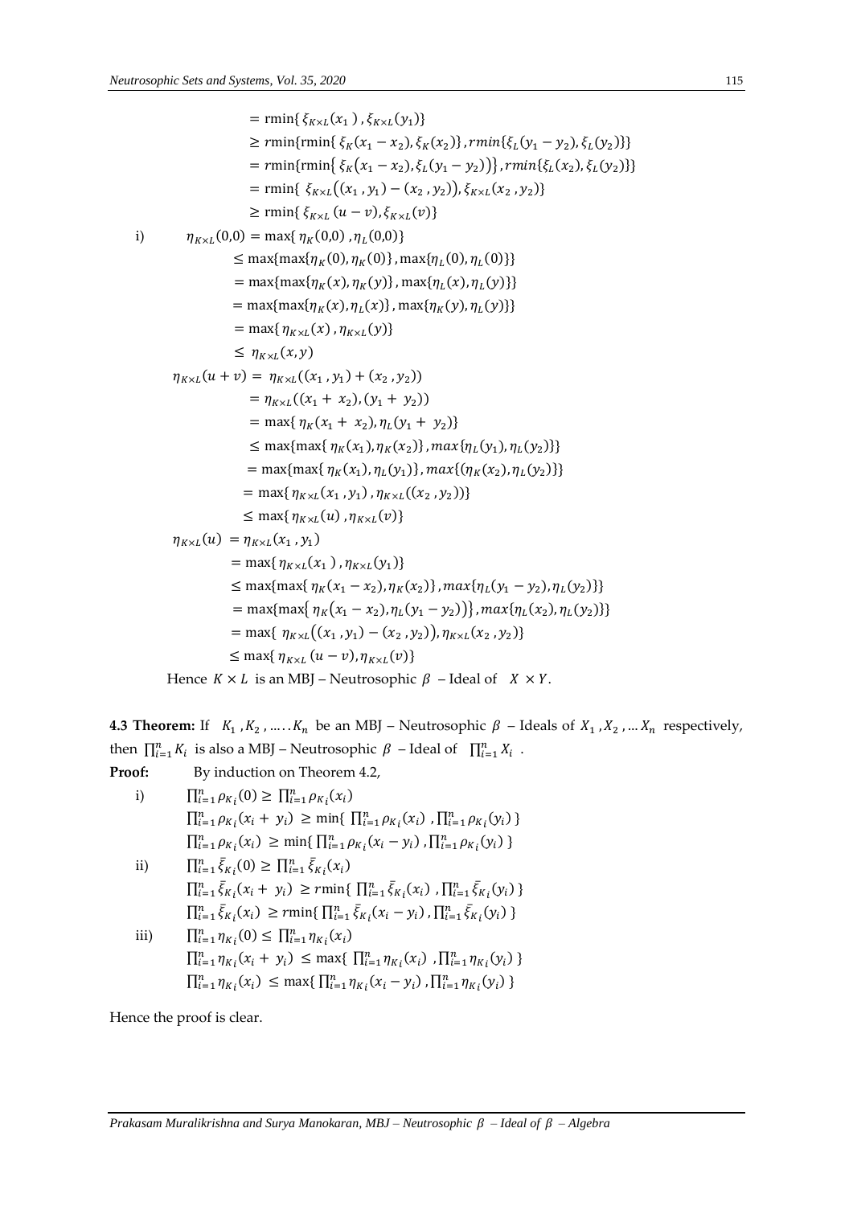$$= \text{rmin}\{\, \xi_{K\times L}(x_1\,) \,, \xi_{K\times L}(y_1)\}$$
$$\geq r\text{min}\{\text{rmin}\{\, \xi_K(x_1 - x_2), \xi_K(x_2)\}\,, rmin\{\xi_L(y_1 - y_2), \xi_L(y_2)\}\}$$
$$= r\text{min}\{\text{rmin}\{\, \xi_K\big(x_1 - x_2\big), \xi_L\big(y_1 - y_2\big)\big)\}\,, rmin\{\xi_L(x_2), \xi_L(y_2)\}\}$$
$$= \text{rmin}\{\, \xi_{K\times L}\big((x_1\,, y_1) - (x_2\,, y_2)\big), \xi_{K\times L}(x_2\,, y_2)\}$$
$$\geq \text{rmin}\{\, \xi_{K\times L}\,(u - v), \xi_{K\times L}(v)\}$$

i) $\eta_{K\times L}(0{,}0) = \max\{\, \eta_K(0{,}0)\,, \eta_L(0{,}0)\}$

$$\leq \max\{\max\{\eta_K(0), \eta_K(0)\}\,, \max\{\eta_L(0), \eta_L(0)\}\}$$
$$= \max\{\max\{\eta_K(x), \eta_K(y)\}\,, \max\{\eta_L(x), \eta_L(y)\}\}$$
$$= \max\{\max\{\eta_K(x), \eta_L(x)\}\,, \max\{\eta_K(y), \eta_L(y)\}\}$$
$$= \max\{\, \eta_{K\times L}(x)\,, \eta_{K\times L}(y)\}$$
$$\leq\, \eta_{K\times L}(x, y)$$

$$\eta_{K\times L}(u + v) =\, \eta_{K\times L}((x_1\,, y_1) + (x_2\,, y_2))$$
$$= \eta_{K\times L}((x_1 +\, x_2), (y_1 +\, y_2))$$
$$= \max\{\, \eta_K(x_1 +\, x_2), \eta_L(y_1 +\, y_2)\}$$
$$\leq \max\{\max\{\, \eta_K(x_1), \eta_K(x_2)\}\,, max\{\eta_L(y_1), \eta_L(y_2)\}\}$$
$$= \max\{\max\{\, \eta_K(x_1), \eta_L(y_1)\}, max\{(\eta_K(x_2), \eta_L(y_2)\}\}$$
$$= \max\{\, \eta_{K\times L}(x_1\,, y_1)\,, \eta_{K\times L}((x_2\,, y_2))\}$$
$$\leq \max\{\, \eta_{K\times L}(u)\,, \eta_{K\times L}(v)\}$$

$$\eta_{K\times L}(u) \,= \eta_{K\times L}(x_1\,, y_1)$$
$$= \max\{\, \eta_{K\times L}(x_1\,)\,, \eta_{K\times L}(y_1)\}$$
$$\leq \max\{\max\{\, \eta_K(x_1 - x_2), \eta_K(x_2)\}\,, max\{\eta_L(y_1 - y_2), \eta_L(y_2)\}\}$$
$$= \max\{\max\big\{\, \eta_K\big(x_1 - x_2\big), \eta_L\big(y_1 - y_2\big)\big)\big\}\,, max\{\eta_L(x_2), \eta_L(y_2)\}\}$$
$$= \max\{\, \eta_{K\times L}\big((x_1\,, y_1) - (x_2\,, y_2)\big), \eta_{K\times L}(x_2\,, y_2)\}$$
$$\leq \max\{\, \eta_{K\times L}\,(u - v), \eta_{K\times L}(v)\}$$

Hence $K \times L$ is an MBJ – Neutrosophic $\beta$ – Ideal of $X \times Y$.

**4.3 Theorem:** If $K_1\,, K_2\,, \ldots\ldots K_n$ be an MBJ – Neutrosophic $\beta$ – Ideals of $X_1\,, X_2\,, \ldots X_n$ respectively, then $\prod_{i=1}^{n} K_i$ is also a MBJ – Neutrosophic $\beta$ – Ideal of $\prod_{i=1}^{n} X_i$ .

**Proof:** By induction on Theorem 4.2,

i) $\prod_{i=1}^{n} \rho_{K_i}(0) \geq \prod_{i=1}^{n} \rho_{K_i}(x_i)$

$\prod_{i=1}^{n} \rho_{K_i}(x_i +\, y_i) \,\geq \min\{\, \prod_{i=1}^{n} \rho_{K_i}(x_i)\,\,, \prod_{i=1}^{n} \rho_{K_i}(y_i)\,\}$

$\prod_{i=1}^{n} \rho_{K_i}(x_i) \,\geq \min\{\, \prod_{i=1}^{n} \rho_{K_i}(x_i - y_i)\,, \prod_{i=1}^{n} \rho_{K_i}(y_i)\,\}$

ii) $\prod_{i=1}^{n} \bar{\xi}_{K_i}(0) \geq \prod_{i=1}^{n} \bar{\xi}_{K_i}(x_i)$

$\prod_{i=1}^{n} \bar{\xi}_{K_i}(x_i +\, y_i) \,\geq r\min\{\, \prod_{i=1}^{n} \bar{\xi}_{K_i}(x_i)\,\,, \prod_{i=1}^{n} \bar{\xi}_{K_i}(y_i)\,\}$

$\prod_{i=1}^{n} \bar{\xi}_{K_i}(x_i) \,\geq r\min\{\, \prod_{i=1}^{n} \bar{\xi}_{K_i}(x_i - y_i)\,, \prod_{i=1}^{n} \bar{\xi}_{K_i}(y_i)\,\}$

iii) $\prod_{i=1}^{n} \eta_{K_i}(0) \leq \prod_{i=1}^{n} \eta_{K_i}(x_i)$

$\prod_{i=1}^{n} \eta_{K_i}(x_i +\, y_i) \,\leq \max\{\, \prod_{i=1}^{n} \eta_{K_i}(x_i)\,\,, \prod_{i=1}^{n} \eta_{K_i}(y_i)\,\}$

$\prod_{i=1}^{n} \eta_{K_i}(x_i) \,\leq \max\{\, \prod_{i=1}^{n} \eta_{K_i}(x_i - y_i)\,, \prod_{i=1}^{n} \eta_{K_i}(y_i)\,\}$

Hence the proof is clear.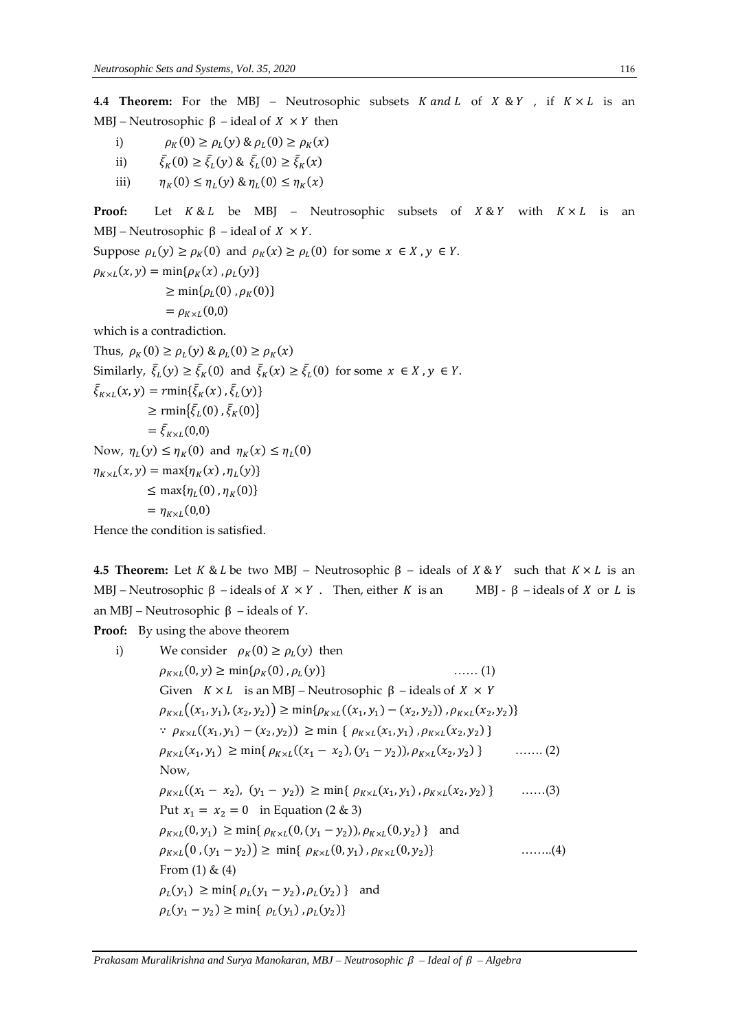**4.4 Theorem:** For the MBJ – Neutrosophic subsets $K$ *and* $L$ of $X$ & $Y$ , if $K \times L$ is an MBJ – Neutrosophic β – ideal of $X \times Y$ then

i) $\rho_K(0) \geq \rho_L(y)$ & $\rho_L(0) \geq \rho_K(x)$

ii) $\bar{\xi}_K(0) \geq \bar{\xi}_L(y)$ & $\bar{\xi}_L(0) \geq \bar{\xi}_K(x)$

iii) $\eta_K(0) \leq \eta_L(y)$ & $\eta_L(0) \leq \eta_K(x)$

**Proof:** Let $K$ & $L$ be MBJ – Neutrosophic subsets of $X$ & $Y$ with $K \times L$ is an MBJ – Neutrosophic β – ideal of $X \times Y$.

Suppose $\rho_L(y) \geq \rho_K(0)$ and $\rho_K(x) \geq \rho_L(0)$ for some $x \in X, y \in Y$.

$$\begin{aligned}\rho_{K\times L}(x, y) &= \min\{\rho_K(x), \rho_L(y)\} \\ &\geq \min\{\rho_L(0), \rho_K(0)\} \\ &= \rho_{K\times L}(0,0)\end{aligned}$$

which is a contradiction.

Thus, $\rho_K(0) \geq \rho_L(y)$ & $\rho_L(0) \geq \rho_K(x)$

Similarly, $\bar{\xi}_L(y) \geq \bar{\xi}_K(0)$ and $\bar{\xi}_K(x) \geq \bar{\xi}_L(0)$ for some $x \in X, y \in Y$.

$$\begin{aligned}\bar{\xi}_{K\times L}(x, y) &= r\min\{\bar{\xi}_K(x), \bar{\xi}_L(y)\} \\ &\geq \text{rmin}\{\bar{\xi}_L(0), \bar{\xi}_K(0)\} \\ &= \bar{\xi}_{K\times L}(0,0)\end{aligned}$$

Now, $\eta_L(y) \leq \eta_K(0)$ and $\eta_K(x) \leq \eta_L(0)$

$$\begin{aligned}\eta_{K\times L}(x, y) &= \max\{\eta_K(x), \eta_L(y)\} \\ &\leq \max\{\eta_L(0), \eta_K(0)\} \\ &= \eta_{K\times L}(0,0)\end{aligned}$$

Hence the condition is satisfied.

**4.5 Theorem:** Let $K$ & $L$ be two MBJ – Neutrosophic β – ideals of $X$ & $Y$ such that $K \times L$ is an MBJ – Neutrosophic β – ideals of $X \times Y$ . Then, either $K$ is an MBJ - β – ideals of $X$ or $L$ is an MBJ – Neutrosophic β – ideals of $Y$.

**Proof:** By using the above theorem

i) We consider $\rho_K(0) \geq \rho_L(y)$ then

$$\rho_{K\times L}(0, y) \geq \min\{\rho_K(0), \rho_L(y)\} \quad \ldots\ldots (1)$$

Given $K \times L$ is an MBJ – Neutrosophic β – ideals of $X \times Y$

$$\rho_{K\times L}\big((x_1, y_1), (x_2, y_2)\big) \geq \min\{\rho_{K\times L}((x_1, y_1) - (x_2, y_2)), \rho_{K\times L}(x_2, y_2)\}$$

$$\because \rho_{K\times L}((x_1, y_1) - (x_2, y_2)) \geq \min\{\rho_{K\times L}(x_1, y_1), \rho_{K\times L}(x_2, y_2)\}$$

$$\rho_{K\times L}(x_1, y_1) \geq \min\{\rho_{K\times L}((x_1 - x_2), (y_1 - y_2)), \rho_{K\times L}(x_2, y_2)\} \quad \ldots\ldots. (2)$$

Now,

$$\rho_{K\times L}((x_1 - x_2), (y_1 - y_2)) \geq \min\{\rho_{K\times L}(x_1, y_1), \rho_{K\times L}(x_2, y_2)\} \quad \ldots\ldots(3)$$

Put $x_1 = x_2 = 0$ in Equation (2 & 3)

$\rho_{K\times L}(0, y_1) \geq \min\{\rho_{K\times L}(0, (y_1 - y_2)), \rho_{K\times L}(0, y_2)\}$ and

$$\rho_{K\times L}\big(0, (y_1 - y_2)\big) \geq \min\{\rho_{K\times L}(0, y_1), \rho_{K\times L}(0, y_2)\} \quad \ldots\ldots..(4)$$

From (1) & (4)

$\rho_L(y_1) \geq \min\{\rho_L(y_1 - y_2), \rho_L(y_2)\}$ and

$\rho_L(y_1 - y_2) \geq \min\{\rho_L(y_1), \rho_L(y_2)\}$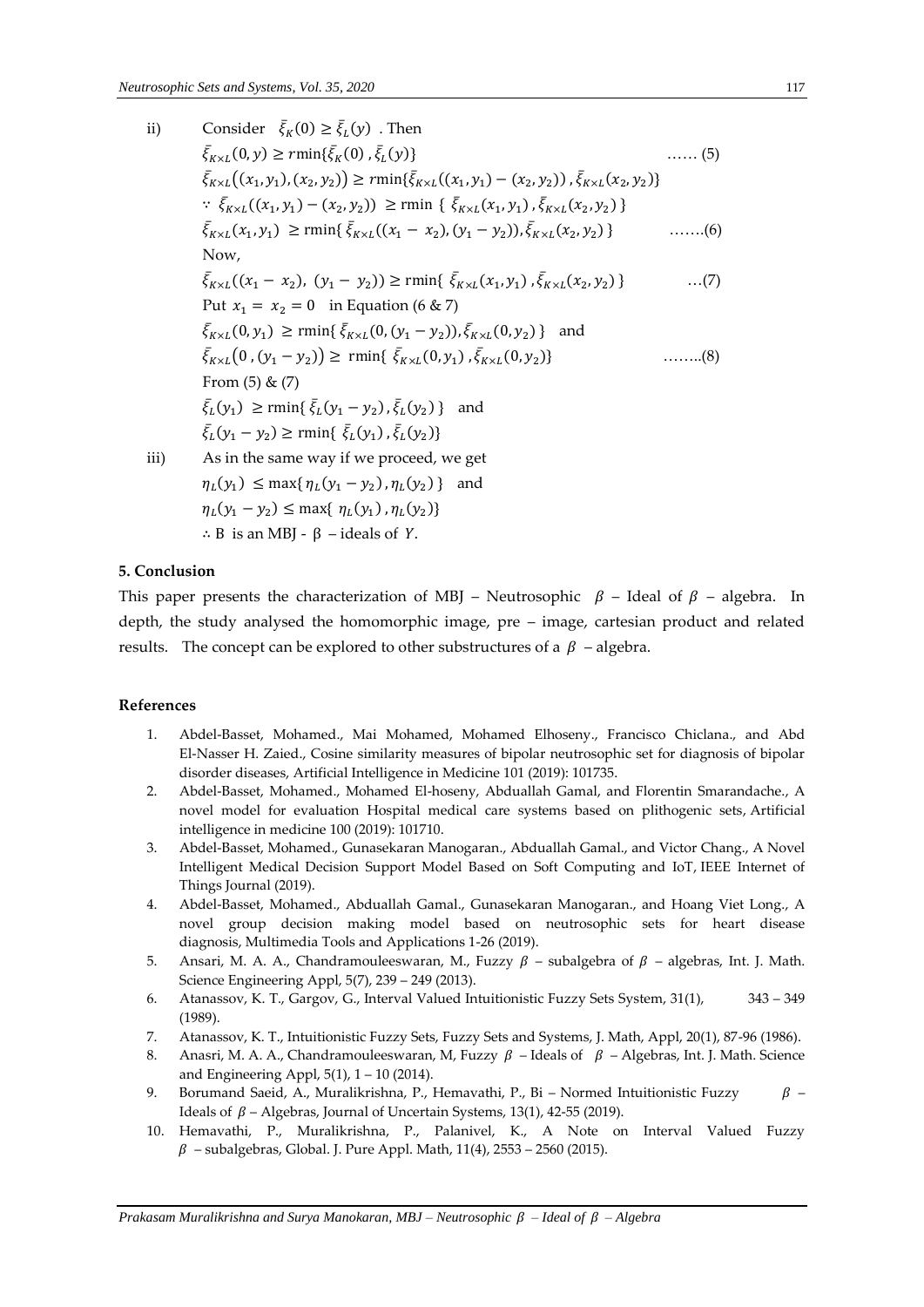ii) Consider $\bar{\xi}_K(0) \geq \bar{\xi}_L(y)$ . Then

$$\bar{\xi}_{K\times L}(0, y) \geq r\min\{\bar{\xi}_K(0), \bar{\xi}_L(y)\} \quad \ldots\ldots (5)$$

$$\bar{\xi}_{K\times L}\big((x_1, y_1), (x_2, y_2)\big) \geq r\min\{\bar{\xi}_{K\times L}((x_1, y_1) - (x_2, y_2)), \bar{\xi}_{K\times L}(x_2, y_2)\}$$

$$\because \bar{\xi}_{K\times L}((x_1, y_1) - (x_2, y_2)) \geq \text{rmin}\{\bar{\xi}_{K\times L}(x_1, y_1), \bar{\xi}_{K\times L}(x_2, y_2)\}$$

$$\bar{\xi}_{K\times L}(x_1, y_1) \geq \text{rmin}\{\bar{\xi}_{K\times L}((x_1 - x_2), (y_1 - y_2)), \bar{\xi}_{K\times L}(x_2, y_2)\} \quad \ldots\ldots.(6)$$

Now,

$$\bar{\xi}_{K\times L}((x_1 - x_2), (y_1 - y_2)) \geq \text{rmin}\{\bar{\xi}_{K\times L}(x_1, y_1), \bar{\xi}_{K\times L}(x_2, y_2)\} \quad \ldots(7)$$

Put $x_1 = x_2 = 0$ in Equation (6 & 7)

$$\bar{\xi}_{K\times L}(0, y_1) \geq \text{rmin}\{\bar{\xi}_{K\times L}(0, (y_1 - y_2)), \bar{\xi}_{K\times L}(0, y_2)\} \quad \text{and}$$

$$\bar{\xi}_{K\times L}(0, (y_1 - y_2)) \geq \text{rmin}\{\bar{\xi}_{K\times L}(0, y_1), \bar{\xi}_{K\times L}(0, y_2)\} \quad \ldots\ldots..(8)$$

From (5) & (7)

$$\bar{\xi}_L(y_1) \geq \text{rmin}\{\bar{\xi}_L(y_1 - y_2), \bar{\xi}_L(y_2)\} \quad \text{and}$$

$$\bar{\xi}_L(y_1 - y_2) \geq \text{rmin}\{\bar{\xi}_L(y_1), \bar{\xi}_L(y_2)\}$$

iii) As in the same way if we proceed, we get

$$\eta_L(y_1) \leq \max\{\eta_L(y_1 - y_2), \eta_L(y_2)\} \quad \text{and}$$

$$\eta_L(y_1 - y_2) \leq \max\{\eta_L(y_1), \eta_L(y_2)\}$$

$\therefore$ B is an MBJ - $\beta$ – ideals of $Y$.

## 5. Conclusion

This paper presents the characterization of MBJ – Neutrosophic $\beta$ – Ideal of $\beta$ – algebra. In depth, the study analysed the homomorphic image, pre – image, cartesian product and related results. The concept can be explored to other substructures of a $\beta$ – algebra.

## References

1. Abdel-Basset, Mohamed., Mai Mohamed, Mohamed Elhoseny., Francisco Chiclana., and Abd El-Nasser H. Zaied., Cosine similarity measures of bipolar neutrosophic set for diagnosis of bipolar disorder diseases, Artificial Intelligence in Medicine 101 (2019): 101735.
2. Abdel-Basset, Mohamed., Mohamed El-hoseny, Abduallah Gamal, and Florentin Smarandache., A novel model for evaluation Hospital medical care systems based on plithogenic sets, Artificial intelligence in medicine 100 (2019): 101710.
3. Abdel-Basset, Mohamed., Gunasekaran Manogaran., Abduallah Gamal., and Victor Chang., A Novel Intelligent Medical Decision Support Model Based on Soft Computing and IoT, IEEE Internet of Things Journal (2019).
4. Abdel-Basset, Mohamed., Abduallah Gamal., Gunasekaran Manogaran., and Hoang Viet Long., A novel group decision making model based on neutrosophic sets for heart disease diagnosis, Multimedia Tools and Applications 1-26 (2019).
5. Ansari, M. A. A., Chandramouleeswaran, M., Fuzzy $\beta$ – subalgebra of $\beta$ – algebras, Int. J. Math. Science Engineering Appl, 5(7), 239 – 249 (2013).
6. Atanassov, K. T., Gargov, G., Interval Valued Intuitionistic Fuzzy Sets System, 31(1), 343 – 349 (1989).
7. Atanassov, K. T., Intuitionistic Fuzzy Sets, Fuzzy Sets and Systems, J. Math, Appl, 20(1), 87-96 (1986).
8. Anasri, M. A. A., Chandramouleeswaran, M, Fuzzy $\beta$ – Ideals of $\beta$ – Algebras, Int. J. Math. Science and Engineering Appl, 5(1), 1 – 10 (2014).
9. Borumand Saeid, A., Muralikrishna, P., Hemavathi, P., Bi – Normed Intuitionistic Fuzzy $\beta$ – Ideals of $\beta$ – Algebras, Journal of Uncertain Systems, 13(1), 42-55 (2019).
10. Hemavathi, P., Muralikrishna, P., Palanivel, K., A Note on Interval Valued Fuzzy $\beta$ – subalgebras, Global. J. Pure Appl. Math, 11(4), 2553 – 2560 (2015).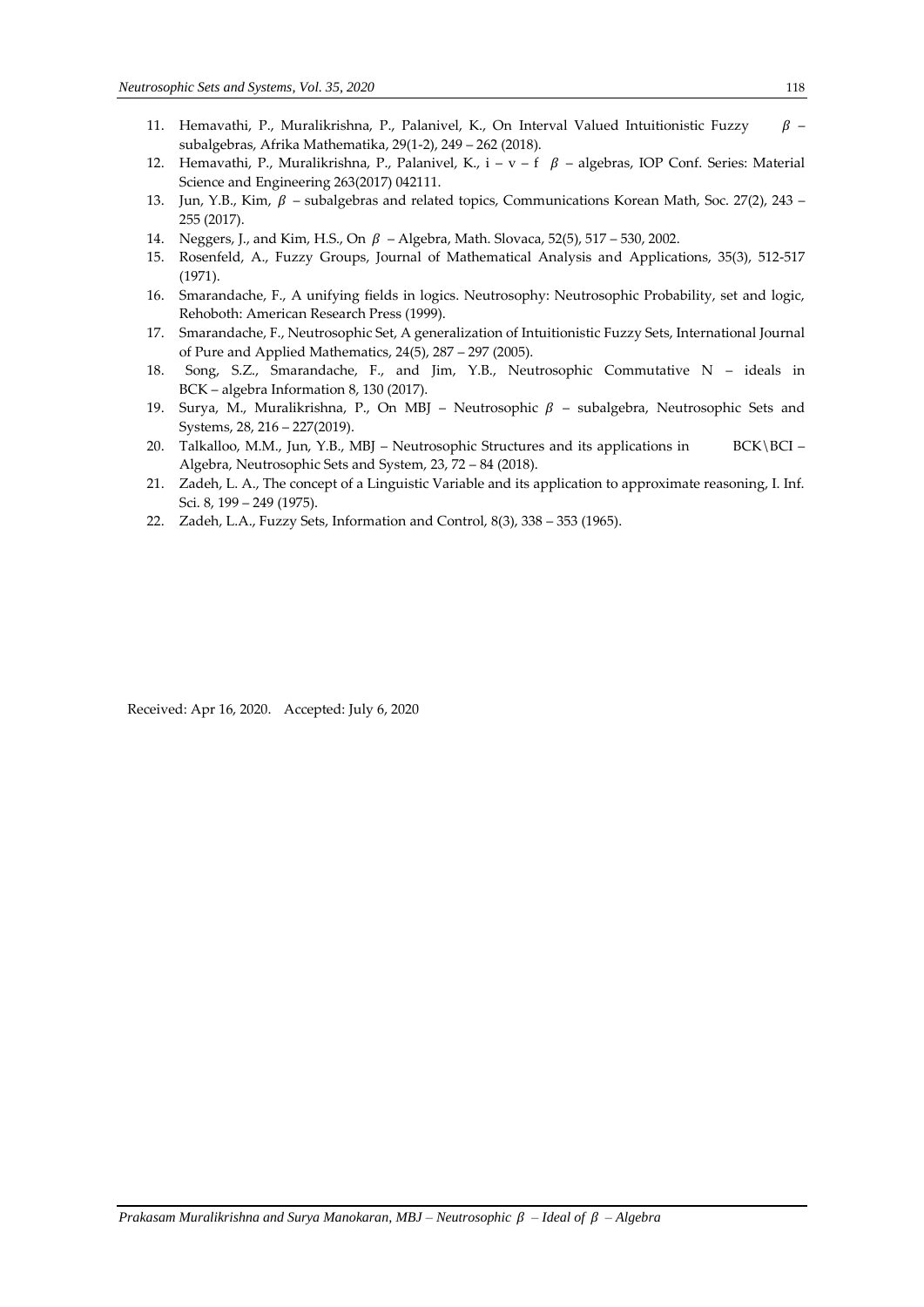11. Hemavathi, P., Muralikrishna, P., Palanivel, K., On Interval Valued Intuitionistic Fuzzy $\beta$ – subalgebras, Afrika Mathematika, 29(1-2), 249 – 262 (2018).
12. Hemavathi, P., Muralikrishna, P., Palanivel, K., i – v – f $\beta$ – algebras, IOP Conf. Series: Material Science and Engineering 263(2017) 042111.
13. Jun, Y.B., Kim, $\beta$ – subalgebras and related topics, Communications Korean Math, Soc. 27(2), 243 – 255 (2017).
14. Neggers, J., and Kim, H.S., On $\beta$ – Algebra, Math. Slovaca, 52(5), 517 – 530, 2002.
15. Rosenfeld, A., Fuzzy Groups, Journal of Mathematical Analysis and Applications, 35(3), 512-517 (1971).
16. Smarandache, F., A unifying fields in logics. Neutrosophy: Neutrosophic Probability, set and logic, Rehoboth: American Research Press (1999).
17. Smarandache, F., Neutrosophic Set, A generalization of Intuitionistic Fuzzy Sets, International Journal of Pure and Applied Mathematics, 24(5), 287 – 297 (2005).
18. Song, S.Z., Smarandache, F., and Jim, Y.B., Neutrosophic Commutative N – ideals in BCK – algebra Information 8, 130 (2017).
19. Surya, M., Muralikrishna, P., On MBJ – Neutrosophic $\beta$ – subalgebra, Neutrosophic Sets and Systems, 28, 216 – 227(2019).
20. Talkalloo, M.M., Jun, Y.B., MBJ – Neutrosophic Structures and its applications in BCK\BCI – Algebra, Neutrosophic Sets and System, 23, 72 – 84 (2018).
21. Zadeh, L. A., The concept of a Linguistic Variable and its application to approximate reasoning, I. Inf. Sci. 8, 199 – 249 (1975).
22. Zadeh, L.A., Fuzzy Sets, Information and Control, 8(3), 338 – 353 (1965).

Received: Apr 16, 2020. Accepted: July 6, 2020